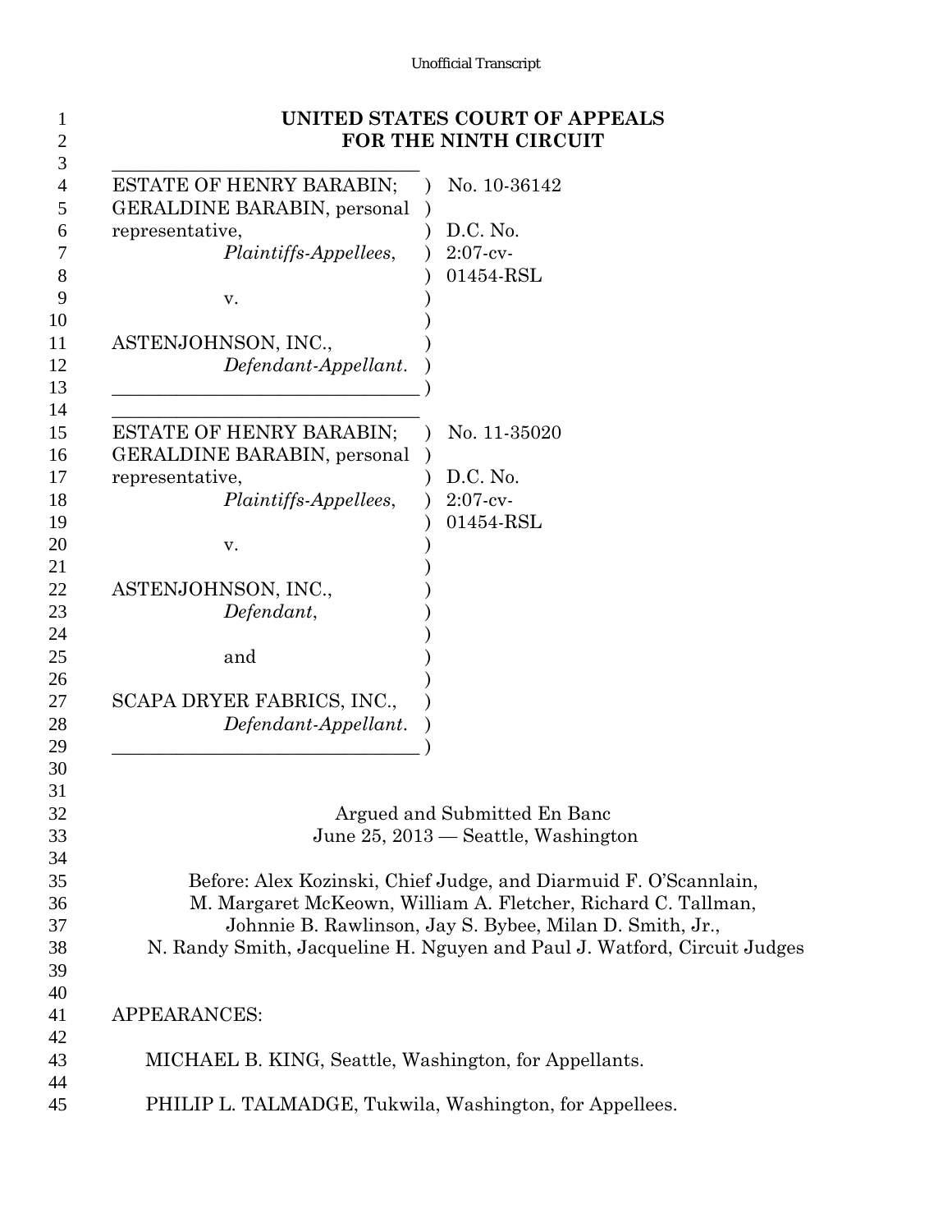Unofficial Transcript

# UNITED STATES COURT OF APPEALS FOR THE NINTH CIRCUIT

ESTATE OF HENRY BARABIN; GERALDINE BARABIN, personal representative,
*Plaintiffs-Appellees*,

v.

ASTENJOHNSON, INC.,
*Defendant-Appellant*.

No. 10-36142

D.C. No. 2:07-cv-01454-RSL

---

ESTATE OF HENRY BARABIN; GERALDINE BARABIN, personal representative,
*Plaintiffs-Appellees*,

v.

ASTENJOHNSON, INC.,
*Defendant*,

and

SCAPA DRYER FABRICS, INC.,
*Defendant-Appellant*.

No. 11-35020

D.C. No. 2:07-cv-01454-RSL

---

Argued and Submitted En Banc
June 25, 2013 — Seattle, Washington

Before: Alex Kozinski, Chief Judge, and Diarmuid F. O'Scannlain, M. Margaret McKeown, William A. Fletcher, Richard C. Tallman, Johnnie B. Rawlinson, Jay S. Bybee, Milan D. Smith, Jr., N. Randy Smith, Jacqueline H. Nguyen and Paul J. Watford, Circuit Judges

APPEARANCES:

MICHAEL B. KING, Seattle, Washington, for Appellants.

PHILIP L. TALMADGE, Tukwila, Washington, for Appellees.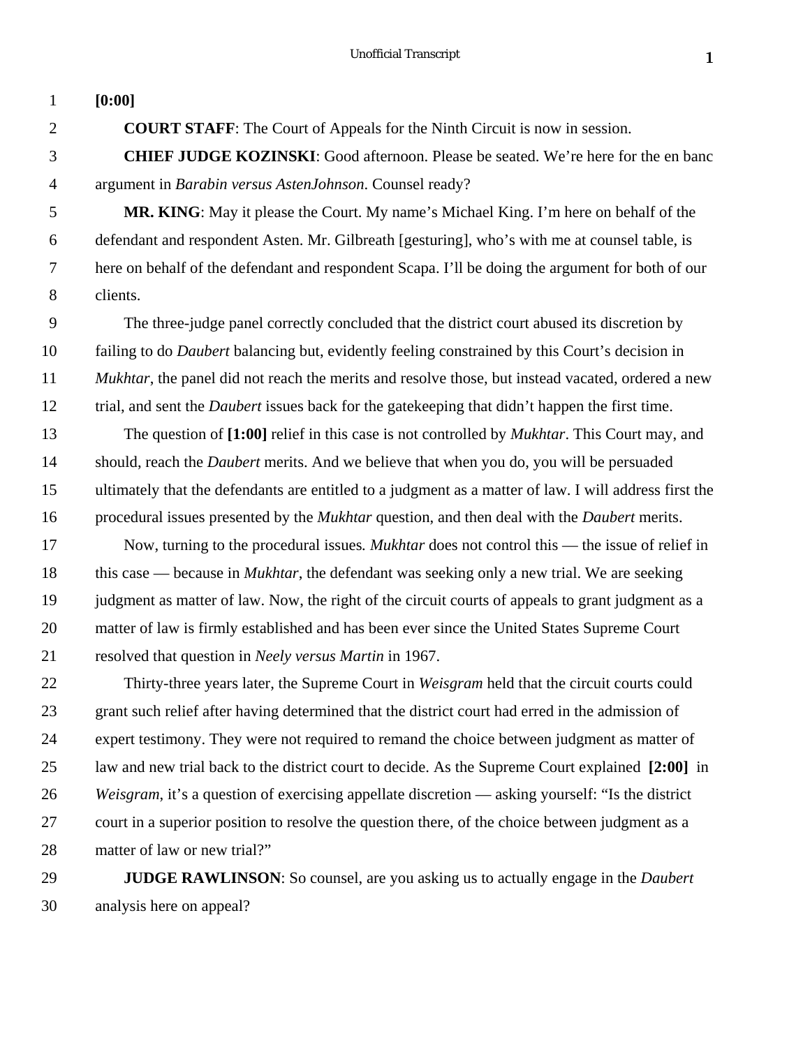**[0:00]**

**COURT STAFF**: The Court of Appeals for the Ninth Circuit is now in session.

**CHIEF JUDGE KOZINSKI**: Good afternoon. Please be seated. We're here for the en banc argument in *Barabin versus AstenJohnson*. Counsel ready?

**MR. KING**: May it please the Court. My name's Michael King. I'm here on behalf of the defendant and respondent Asten. Mr. Gilbreath [gesturing], who's with me at counsel table, is here on behalf of the defendant and respondent Scapa. I'll be doing the argument for both of our clients.

The three-judge panel correctly concluded that the district court abused its discretion by failing to do *Daubert* balancing but, evidently feeling constrained by this Court's decision in *Mukhtar*, the panel did not reach the merits and resolve those, but instead vacated, ordered a new trial, and sent the *Daubert* issues back for the gatekeeping that didn't happen the first time.

The question of **[1:00]** relief in this case is not controlled by *Mukhtar*. This Court may, and should, reach the *Daubert* merits. And we believe that when you do, you will be persuaded ultimately that the defendants are entitled to a judgment as a matter of law. I will address first the procedural issues presented by the *Mukhtar* question, and then deal with the *Daubert* merits.

Now, turning to the procedural issues. *Mukhtar* does not control this — the issue of relief in this case — because in *Mukhtar*, the defendant was seeking only a new trial. We are seeking judgment as matter of law. Now, the right of the circuit courts of appeals to grant judgment as a matter of law is firmly established and has been ever since the United States Supreme Court resolved that question in *Neely versus Martin* in 1967.

Thirty-three years later, the Supreme Court in *Weisgram* held that the circuit courts could grant such relief after having determined that the district court had erred in the admission of expert testimony. They were not required to remand the choice between judgment as matter of law and new trial back to the district court to decide. As the Supreme Court explained **[2:00]** in *Weisgram*, it's a question of exercising appellate discretion — asking yourself: "Is the district court in a superior position to resolve the question there, of the choice between judgment as a matter of law or new trial?"

**JUDGE RAWLINSON**: So counsel, are you asking us to actually engage in the *Daubert* analysis here on appeal?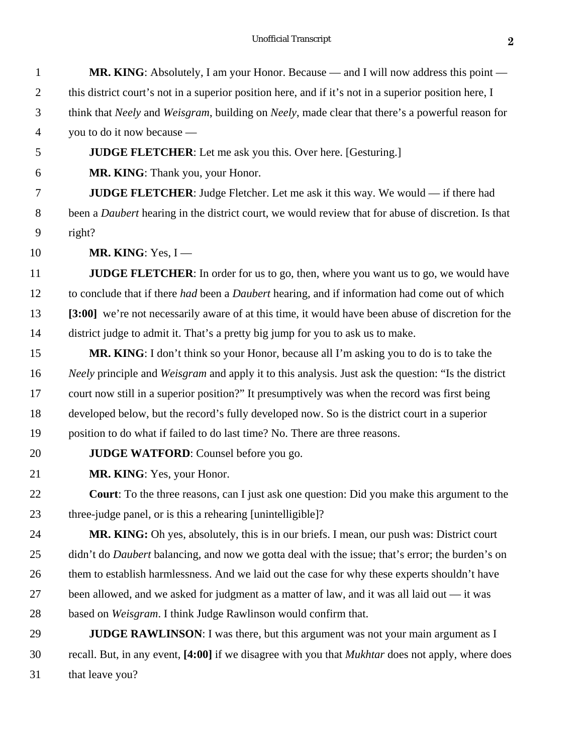**MR. KING**: Absolutely, I am your Honor. Because — and I will now address this point — this district court's not in a superior position here, and if it's not in a superior position here, I think that *Neely* and *Weisgram*, building on *Neely*, made clear that there's a powerful reason for you to do it now because —

**JUDGE FLETCHER**: Let me ask you this. Over here. [Gesturing.]

**MR. KING**: Thank you, your Honor.

**JUDGE FLETCHER**: Judge Fletcher. Let me ask it this way. We would — if there had been a *Daubert* hearing in the district court, we would review that for abuse of discretion. Is that right?

**MR. KING**: Yes, I —

**JUDGE FLETCHER**: In order for us to go, then, where you want us to go, we would have to conclude that if there *had* been a *Daubert* hearing, and if information had come out of which **[3:00]** we're not necessarily aware of at this time, it would have been abuse of discretion for the district judge to admit it. That's a pretty big jump for you to ask us to make.

**MR. KING**: I don't think so your Honor, because all I'm asking you to do is to take the *Neely* principle and *Weisgram* and apply it to this analysis. Just ask the question: "Is the district court now still in a superior position?" It presumptively was when the record was first being developed below, but the record's fully developed now. So is the district court in a superior position to do what if failed to do last time? No. There are three reasons.

**JUDGE WATFORD**: Counsel before you go.

**MR. KING**: Yes, your Honor.

**Court**: To the three reasons, can I just ask one question: Did you make this argument to the three-judge panel, or is this a rehearing [unintelligible]?

**MR. KING:** Oh yes, absolutely, this is in our briefs. I mean, our push was: District court didn't do *Daubert* balancing, and now we gotta deal with the issue; that's error; the burden's on them to establish harmlessness. And we laid out the case for why these experts shouldn't have been allowed, and we asked for judgment as a matter of law, and it was all laid out — it was based on *Weisgram*. I think Judge Rawlinson would confirm that.

**JUDGE RAWLINSON**: I was there, but this argument was not your main argument as I recall. But, in any event, **[4:00]** if we disagree with you that *Mukhtar* does not apply, where does that leave you?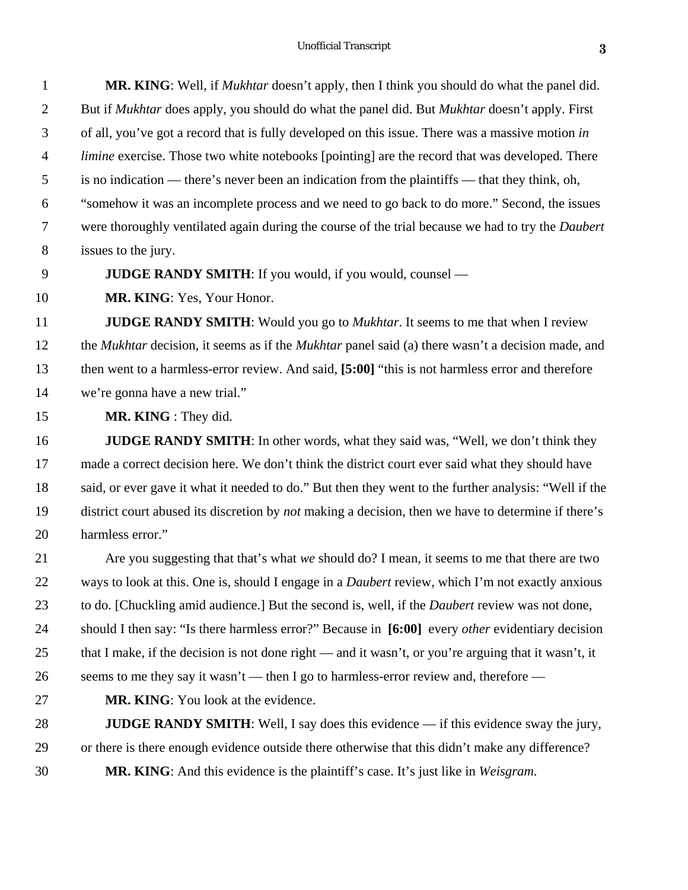**MR. KING**: Well, if *Mukhtar* doesn't apply, then I think you should do what the panel did. But if *Mukhtar* does apply, you should do what the panel did. But *Mukhtar* doesn't apply. First of all, you've got a record that is fully developed on this issue. There was a massive motion *in limine* exercise. Those two white notebooks [pointing] are the record that was developed. There is no indication — there's never been an indication from the plaintiffs — that they think, oh, "somehow it was an incomplete process and we need to go back to do more." Second, the issues were thoroughly ventilated again during the course of the trial because we had to try the *Daubert* issues to the jury.

**JUDGE RANDY SMITH**: If you would, if you would, counsel —

**MR. KING**: Yes, Your Honor.

**JUDGE RANDY SMITH**: Would you go to *Mukhtar*. It seems to me that when I review the *Mukhtar* decision, it seems as if the *Mukhtar* panel said (a) there wasn't a decision made, and then went to a harmless-error review. And said, **[5:00]** "this is not harmless error and therefore we're gonna have a new trial."

**MR. KING** : They did.

**JUDGE RANDY SMITH**: In other words, what they said was, "Well, we don't think they made a correct decision here. We don't think the district court ever said what they should have said, or ever gave it what it needed to do." But then they went to the further analysis: "Well if the district court abused its discretion by *not* making a decision, then we have to determine if there's harmless error."

Are you suggesting that that's what *we* should do? I mean, it seems to me that there are two ways to look at this. One is, should I engage in a *Daubert* review, which I'm not exactly anxious to do. [Chuckling amid audience.] But the second is, well, if the *Daubert* review was not done, should I then say: "Is there harmless error?" Because in **[6:00]** every *other* evidentiary decision that I make, if the decision is not done right — and it wasn't, or you're arguing that it wasn't, it seems to me they say it wasn't — then I go to harmless-error review and, therefore —

**MR. KING**: You look at the evidence.

**JUDGE RANDY SMITH**: Well, I say does this evidence — if this evidence sway the jury, or there is there enough evidence outside there otherwise that this didn't make any difference?

**MR. KING**: And this evidence is the plaintiff's case. It's just like in *Weisgram*.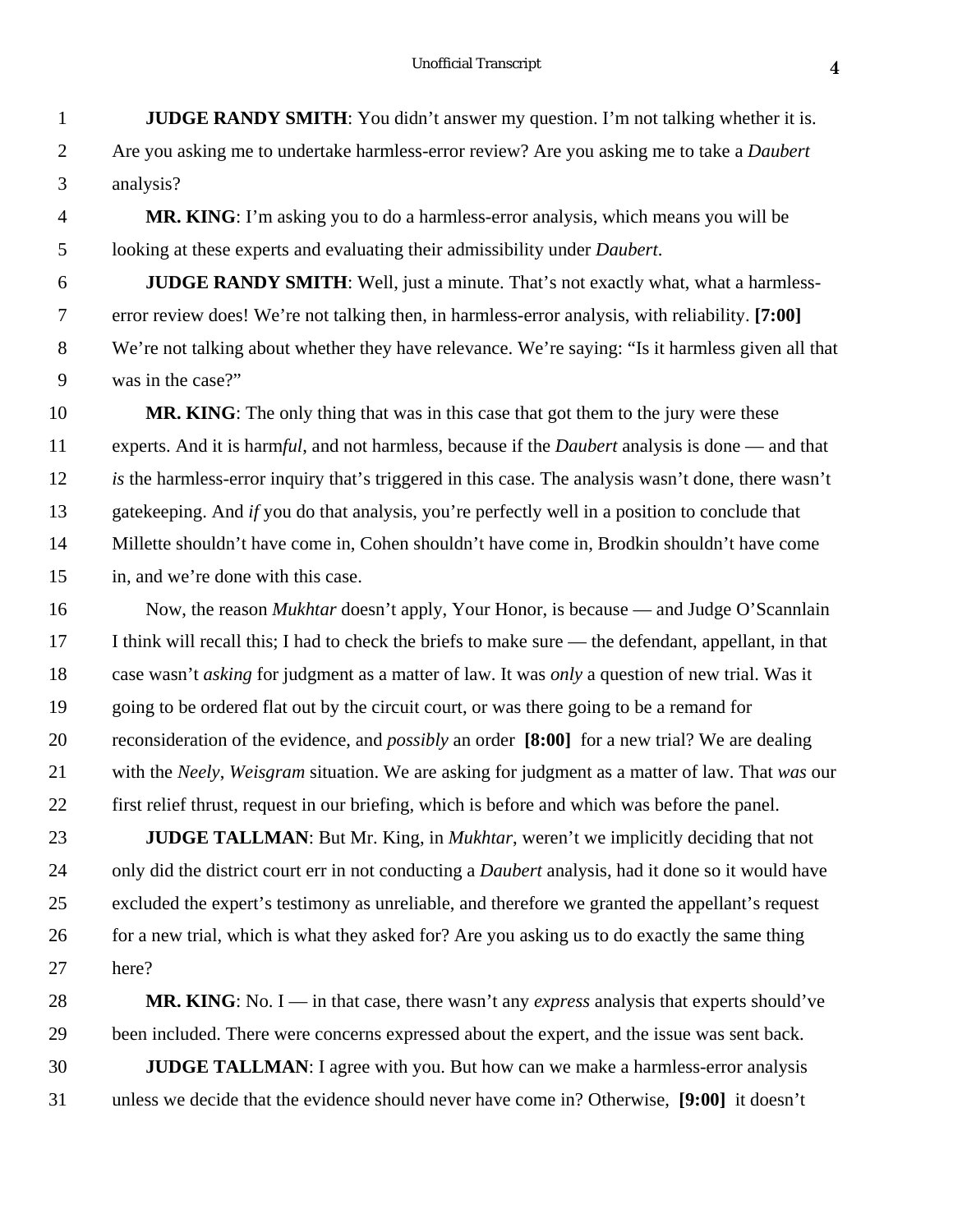**JUDGE RANDY SMITH**: You didn't answer my question. I'm not talking whether it is. Are you asking me to undertake harmless-error review? Are you asking me to take a *Daubert* analysis?

**MR. KING**: I'm asking you to do a harmless-error analysis, which means you will be looking at these experts and evaluating their admissibility under *Daubert*.

**JUDGE RANDY SMITH**: Well, just a minute. That's not exactly what, what a harmless-error review does! We're not talking then, in harmless-error analysis, with reliability. **[7:00]** We're not talking about whether they have relevance. We're saying: "Is it harmless given all that was in the case?"

**MR. KING**: The only thing that was in this case that got them to the jury were these experts. And it is harm*ful*, and not harmless, because if the *Daubert* analysis is done — and that *is* the harmless-error inquiry that's triggered in this case. The analysis wasn't done, there wasn't gatekeeping. And *if* you do that analysis, you're perfectly well in a position to conclude that Millette shouldn't have come in, Cohen shouldn't have come in, Brodkin shouldn't have come in, and we're done with this case.

Now, the reason *Mukhtar* doesn't apply, Your Honor, is because — and Judge O'Scannlain I think will recall this; I had to check the briefs to make sure — the defendant, appellant, in that case wasn't *asking* for judgment as a matter of law. It was *only* a question of new trial. Was it going to be ordered flat out by the circuit court, or was there going to be a remand for reconsideration of the evidence, and *possibly* an order **[8:00]** for a new trial? We are dealing with the *Neely*, *Weisgram* situation. We are asking for judgment as a matter of law. That *was* our first relief thrust, request in our briefing, which is before and which was before the panel.

**JUDGE TALLMAN**: But Mr. King, in *Mukhtar*, weren't we implicitly deciding that not only did the district court err in not conducting a *Daubert* analysis, had it done so it would have excluded the expert's testimony as unreliable, and therefore we granted the appellant's request for a new trial, which is what they asked for? Are you asking us to do exactly the same thing here?

**MR. KING**: No. I — in that case, there wasn't any *express* analysis that experts should've been included. There were concerns expressed about the expert, and the issue was sent back.

**JUDGE TALLMAN**: I agree with you. But how can we make a harmless-error analysis unless we decide that the evidence should never have come in? Otherwise, **[9:00]** it doesn't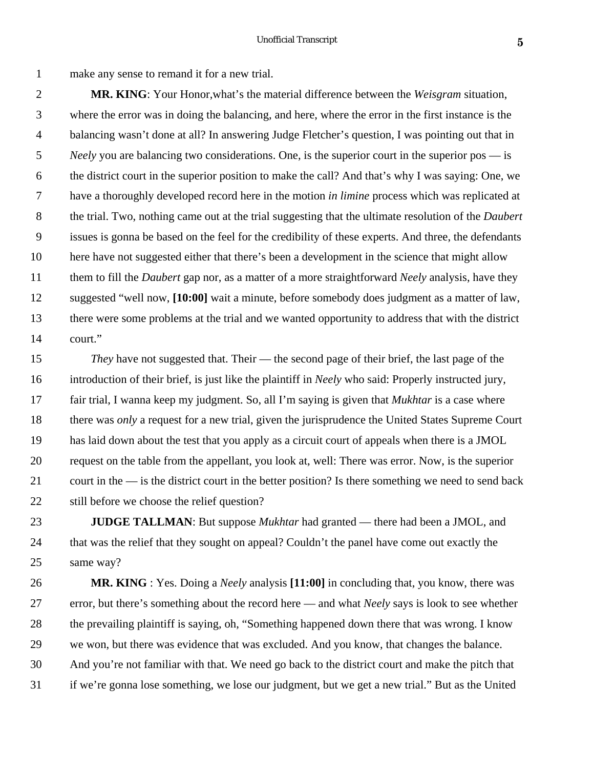make any sense to remand it for a new trial.

**MR. KING**: Your Honor,what’s the material difference between the *Weisgram* situation, where the error was in doing the balancing, and here, where the error in the first instance is the balancing wasn’t done at all? In answering Judge Fletcher’s question, I was pointing out that in *Neely* you are balancing two considerations. One, is the superior court in the superior pos — is the district court in the superior position to make the call? And that’s why I was saying: One, we have a thoroughly developed record here in the motion *in limine* process which was replicated at the trial. Two, nothing came out at the trial suggesting that the ultimate resolution of the *Daubert* issues is gonna be based on the feel for the credibility of these experts. And three, the defendants here have not suggested either that there’s been a development in the science that might allow them to fill the *Daubert* gap nor, as a matter of a more straightforward *Neely* analysis, have they suggested “well now, **[10:00]** wait a minute, before somebody does judgment as a matter of law, there were some problems at the trial and we wanted opportunity to address that with the district court.”

*They* have not suggested that. Their — the second page of their brief, the last page of the introduction of their brief, is just like the plaintiff in *Neely* who said: Properly instructed jury, fair trial, I wanna keep my judgment. So, all I’m saying is given that *Mukhtar* is a case where there was *only* a request for a new trial, given the jurisprudence the United States Supreme Court has laid down about the test that you apply as a circuit court of appeals when there is a JMOL request on the table from the appellant, you look at, well: There was error. Now, is the superior court in the — is the district court in the better position? Is there something we need to send back still before we choose the relief question?

**JUDGE TALLMAN**: But suppose *Mukhtar* had granted — there had been a JMOL, and that was the relief that they sought on appeal? Couldn’t the panel have come out exactly the same way?

**MR. KING** : Yes. Doing a *Neely* analysis **[11:00]** in concluding that, you know, there was error, but there’s something about the record here — and what *Neely* says is look to see whether the prevailing plaintiff is saying, oh, “Something happened down there that was wrong. I know we won, but there was evidence that was excluded. And you know, that changes the balance. And you’re not familiar with that. We need go back to the district court and make the pitch that if we’re gonna lose something, we lose our judgment, but we get a new trial.” But as the United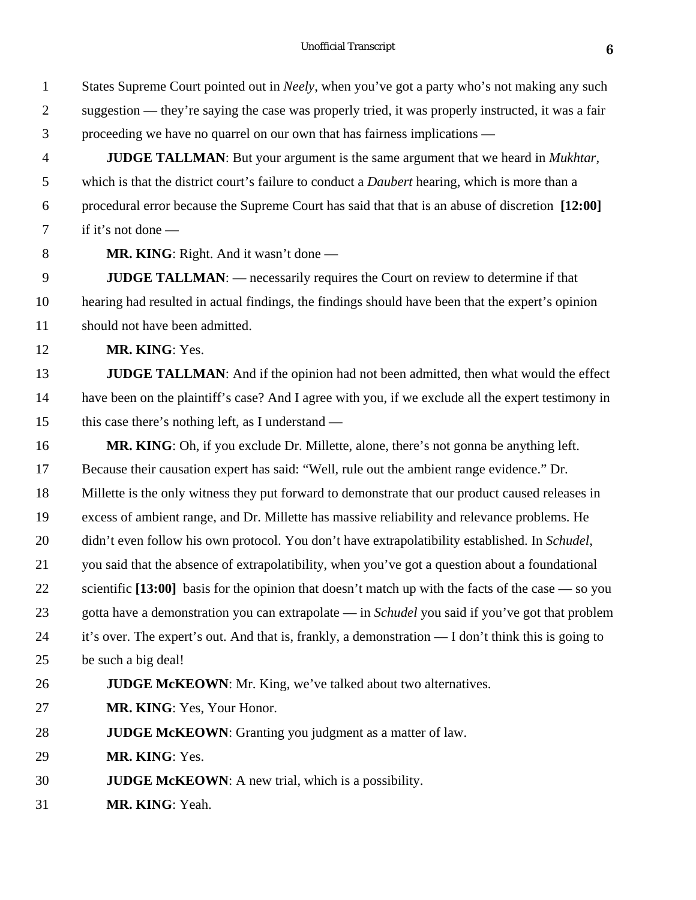States Supreme Court pointed out in *Neely*, when you've got a party who's not making any such suggestion — they're saying the case was properly tried, it was properly instructed, it was a fair proceeding we have no quarrel on our own that has fairness implications —

**JUDGE TALLMAN**: But your argument is the same argument that we heard in *Mukhtar*, which is that the district court's failure to conduct a *Daubert* hearing, which is more than a procedural error because the Supreme Court has said that that is an abuse of discretion **[12:00]** if it's not done —

**MR. KING**: Right. And it wasn't done —

**JUDGE TALLMAN**: — necessarily requires the Court on review to determine if that hearing had resulted in actual findings, the findings should have been that the expert's opinion should not have been admitted.

**MR. KING**: Yes.

**JUDGE TALLMAN**: And if the opinion had not been admitted, then what would the effect have been on the plaintiff's case? And I agree with you, if we exclude all the expert testimony in this case there's nothing left, as I understand —

**MR. KING**: Oh, if you exclude Dr. Millette, alone, there's not gonna be anything left. Because their causation expert has said: "Well, rule out the ambient range evidence." Dr. Millette is the only witness they put forward to demonstrate that our product caused releases in excess of ambient range, and Dr. Millette has massive reliability and relevance problems. He didn't even follow his own protocol. You don't have extrapolatibility established. In *Schudel*, you said that the absence of extrapolatibility, when you've got a question about a foundational scientific **[13:00]** basis for the opinion that doesn't match up with the facts of the case — so you gotta have a demonstration you can extrapolate — in *Schudel* you said if you've got that problem it's over. The expert's out. And that is, frankly, a demonstration — I don't think this is going to be such a big deal!

**JUDGE McKEOWN**: Mr. King, we've talked about two alternatives.

**MR. KING**: Yes, Your Honor.

**JUDGE McKEOWN**: Granting you judgment as a matter of law.

**MR. KING**: Yes.

**JUDGE McKEOWN**: A new trial, which is a possibility.

**MR. KING**: Yeah.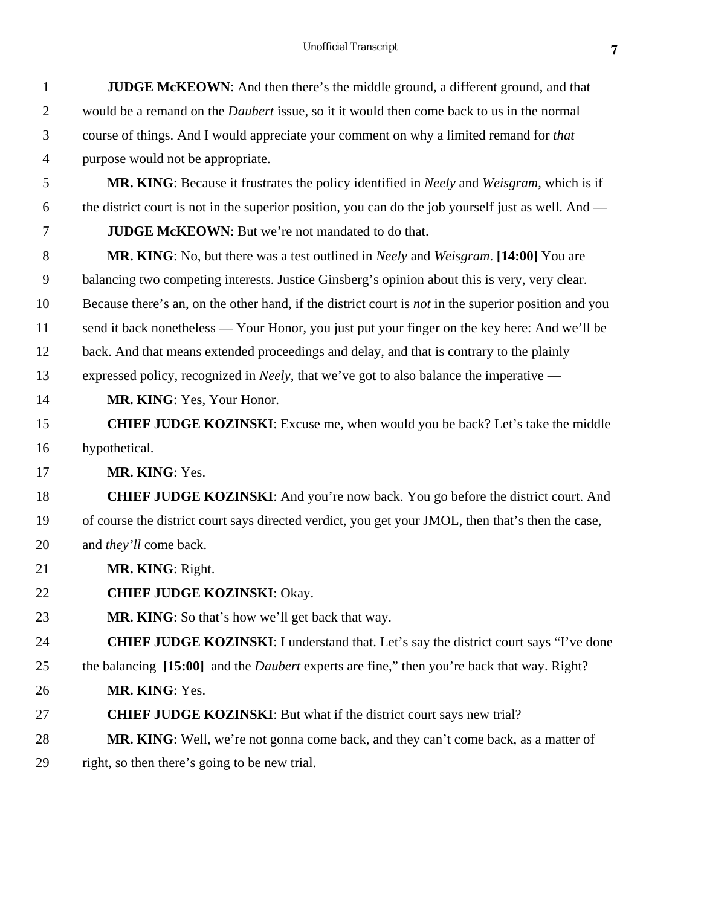**JUDGE McKEOWN**: And then there's the middle ground, a different ground, and that would be a remand on the *Daubert* issue, so it it would then come back to us in the normal course of things. And I would appreciate your comment on why a limited remand for *that* purpose would not be appropriate.

**MR. KING**: Because it frustrates the policy identified in *Neely* and *Weisgram*, which is if the district court is not in the superior position, you can do the job yourself just as well. And —

**JUDGE McKEOWN**: But we're not mandated to do that.

**MR. KING**: No, but there was a test outlined in *Neely* and *Weisgram*. **[14:00]** You are balancing two competing interests. Justice Ginsberg's opinion about this is very, very clear. Because there's an, on the other hand, if the district court is *not* in the superior position and you send it back nonetheless — Your Honor, you just put your finger on the key here: And we'll be back. And that means extended proceedings and delay, and that is contrary to the plainly expressed policy, recognized in *Neely*, that we've got to also balance the imperative —

**MR. KING**: Yes, Your Honor.

**CHIEF JUDGE KOZINSKI**: Excuse me, when would you be back? Let's take the middle hypothetical.

**MR. KING**: Yes.

**CHIEF JUDGE KOZINSKI**: And you're now back. You go before the district court. And of course the district court says directed verdict, you get your JMOL, then that's then the case, and *they'll* come back.

**MR. KING**: Right.

**CHIEF JUDGE KOZINSKI**: Okay.

**MR. KING**: So that's how we'll get back that way.

**CHIEF JUDGE KOZINSKI**: I understand that. Let's say the district court says "I've done the balancing **[15:00]** and the *Daubert* experts are fine," then you're back that way. Right?

**MR. KING**: Yes.

**CHIEF JUDGE KOZINSKI**: But what if the district court says new trial?

**MR. KING**: Well, we're not gonna come back, and they can't come back, as a matter of right, so then there's going to be new trial.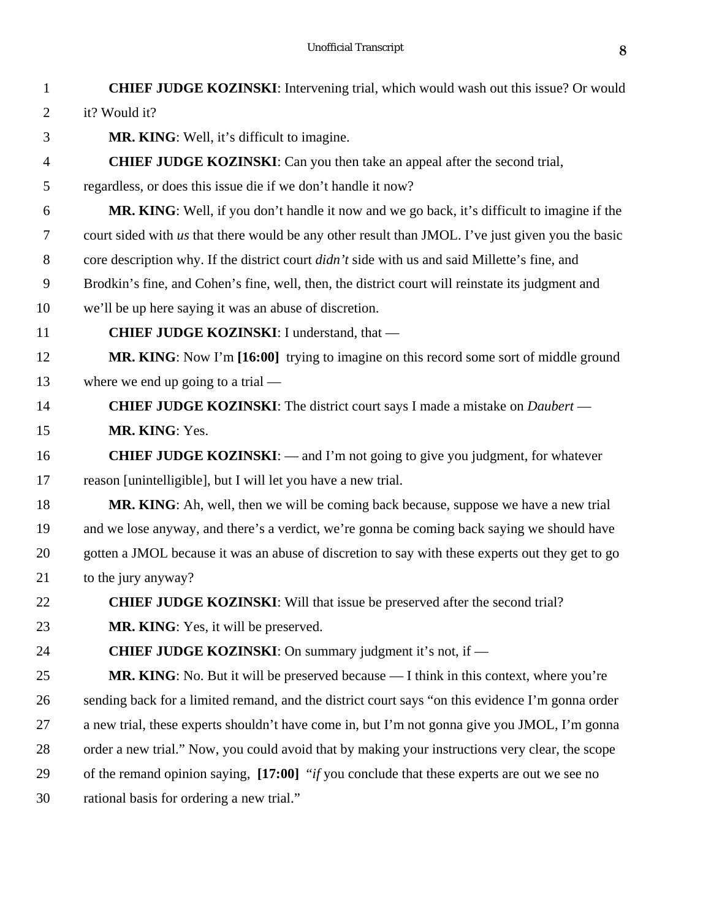**CHIEF JUDGE KOZINSKI**: Intervening trial, which would wash out this issue? Or would it? Would it?

**MR. KING**: Well, it's difficult to imagine.

**CHIEF JUDGE KOZINSKI**: Can you then take an appeal after the second trial, regardless, or does this issue die if we don't handle it now?

**MR. KING**: Well, if you don't handle it now and we go back, it's difficult to imagine if the court sided with *us* that there would be any other result than JMOL. I've just given you the basic core description why. If the district court *didn't* side with us and said Millette's fine, and Brodkin's fine, and Cohen's fine, well, then, the district court will reinstate its judgment and we'll be up here saying it was an abuse of discretion.

**CHIEF JUDGE KOZINSKI**: I understand, that —

**MR. KING**: Now I'm **[16:00]** trying to imagine on this record some sort of middle ground where we end up going to a trial —

**CHIEF JUDGE KOZINSKI**: The district court says I made a mistake on *Daubert* —

**MR. KING**: Yes.

**CHIEF JUDGE KOZINSKI**: — and I'm not going to give you judgment, for whatever reason [unintelligible], but I will let you have a new trial.

**MR. KING**: Ah, well, then we will be coming back because, suppose we have a new trial and we lose anyway, and there's a verdict, we're gonna be coming back saying we should have gotten a JMOL because it was an abuse of discretion to say with these experts out they get to go to the jury anyway?

**CHIEF JUDGE KOZINSKI**: Will that issue be preserved after the second trial?

**MR. KING**: Yes, it will be preserved.

**CHIEF JUDGE KOZINSKI**: On summary judgment it's not, if —

**MR. KING**: No. But it will be preserved because — I think in this context, where you're sending back for a limited remand, and the district court says "on this evidence I'm gonna order a new trial, these experts shouldn't have come in, but I'm not gonna give you JMOL, I'm gonna order a new trial." Now, you could avoid that by making your instructions very clear, the scope of the remand opinion saying, **[17:00]** "*if* you conclude that these experts are out we see no rational basis for ordering a new trial."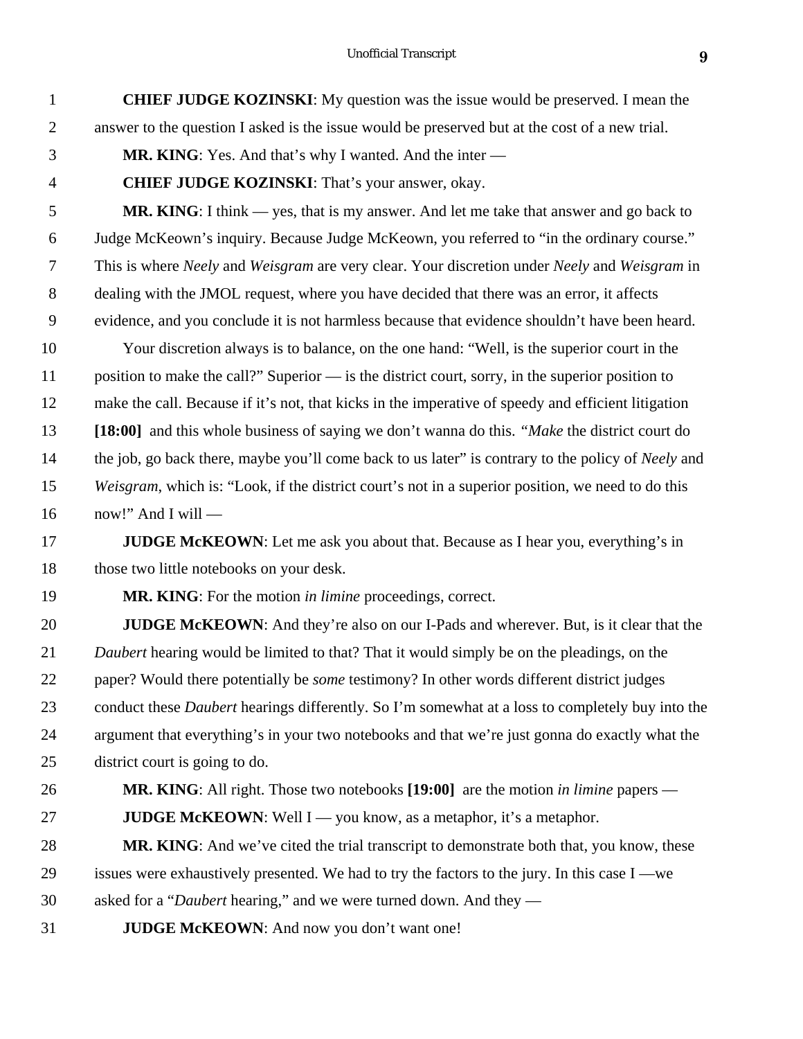**CHIEF JUDGE KOZINSKI**: My question was the issue would be preserved. I mean the answer to the question I asked is the issue would be preserved but at the cost of a new trial.

**MR. KING**: Yes. And that's why I wanted. And the inter —

**CHIEF JUDGE KOZINSKI**: That's your answer, okay.

**MR. KING**: I think — yes, that is my answer. And let me take that answer and go back to Judge McKeown's inquiry. Because Judge McKeown, you referred to "in the ordinary course." This is where *Neely* and *Weisgram* are very clear. Your discretion under *Neely* and *Weisgram* in dealing with the JMOL request, where you have decided that there was an error, it affects evidence, and you conclude it is not harmless because that evidence shouldn't have been heard.

Your discretion always is to balance, on the one hand: "Well, is the superior court in the position to make the call?" Superior — is the district court, sorry, in the superior position to make the call. Because if it's not, that kicks in the imperative of speedy and efficient litigation **[18:00]** and this whole business of saying we don't wanna do this. "*Make* the district court do the job, go back there, maybe you'll come back to us later" is contrary to the policy of *Neely* and *Weisgram*, which is: "Look, if the district court's not in a superior position, we need to do this now!" And I will —

**JUDGE McKEOWN**: Let me ask you about that. Because as I hear you, everything's in those two little notebooks on your desk.

**MR. KING**: For the motion *in limine* proceedings, correct.

**JUDGE McKEOWN**: And they're also on our I-Pads and wherever. But, is it clear that the *Daubert* hearing would be limited to that? That it would simply be on the pleadings, on the paper? Would there potentially be *some* testimony? In other words different district judges conduct these *Daubert* hearings differently. So I'm somewhat at a loss to completely buy into the argument that everything's in your two notebooks and that we're just gonna do exactly what the district court is going to do.

**MR. KING**: All right. Those two notebooks **[19:00]** are the motion *in limine* papers —

**JUDGE McKEOWN**: Well I — you know, as a metaphor, it's a metaphor.

**MR. KING**: And we've cited the trial transcript to demonstrate both that, you know, these issues were exhaustively presented. We had to try the factors to the jury. In this case I —we asked for a "*Daubert* hearing," and we were turned down. And they —

**JUDGE McKEOWN**: And now you don't want one!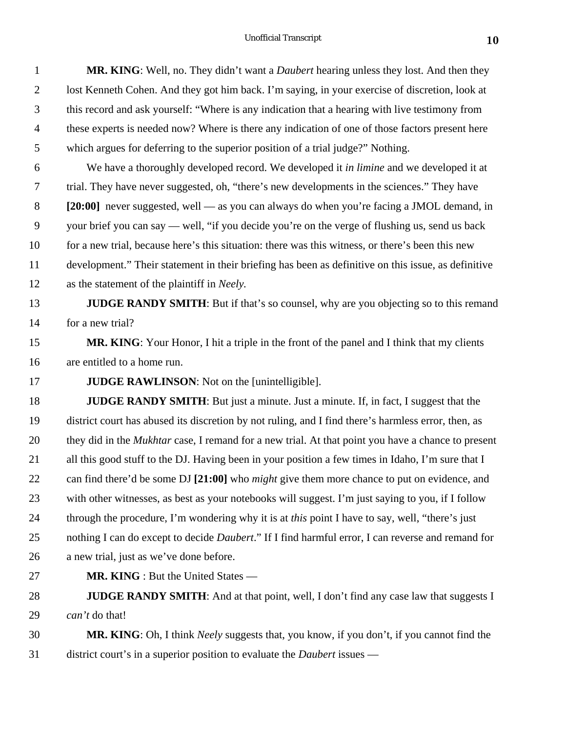**MR. KING**: Well, no. They didn't want a *Daubert* hearing unless they lost. And then they lost Kenneth Cohen. And they got him back. I'm saying, in your exercise of discretion, look at this record and ask yourself: "Where is any indication that a hearing with live testimony from these experts is needed now? Where is there any indication of one of those factors present here which argues for deferring to the superior position of a trial judge?" Nothing.

We have a thoroughly developed record. We developed it *in limine* and we developed it at trial. They have never suggested, oh, "there's new developments in the sciences." They have **[20:00]** never suggested, well — as you can always do when you're facing a JMOL demand, in your brief you can say — well, "if you decide you're on the verge of flushing us, send us back for a new trial, because here's this situation: there was this witness, or there's been this new development." Their statement in their briefing has been as definitive on this issue, as definitive as the statement of the plaintiff in *Neely.*

**JUDGE RANDY SMITH**: But if that's so counsel, why are you objecting so to this remand for a new trial?

**MR. KING**: Your Honor, I hit a triple in the front of the panel and I think that my clients are entitled to a home run.

**JUDGE RAWLINSON**: Not on the [unintelligible].

**JUDGE RANDY SMITH**: But just a minute. Just a minute. If, in fact, I suggest that the district court has abused its discretion by not ruling, and I find there's harmless error, then, as they did in the *Mukhtar* case, I remand for a new trial. At that point you have a chance to present all this good stuff to the DJ. Having been in your position a few times in Idaho, I'm sure that I can find there'd be some DJ **[21:00]** who *might* give them more chance to put on evidence, and with other witnesses, as best as your notebooks will suggest. I'm just saying to you, if I follow through the procedure, I'm wondering why it is at *this* point I have to say, well, "there's just nothing I can do except to decide *Daubert*." If I find harmful error, I can reverse and remand for a new trial, just as we've done before.

**MR. KING** : But the United States —

**JUDGE RANDY SMITH**: And at that point, well, I don't find any case law that suggests I *can't* do that!

**MR. KING**: Oh, I think *Neely* suggests that, you know, if you don't, if you cannot find the district court's in a superior position to evaluate the *Daubert* issues —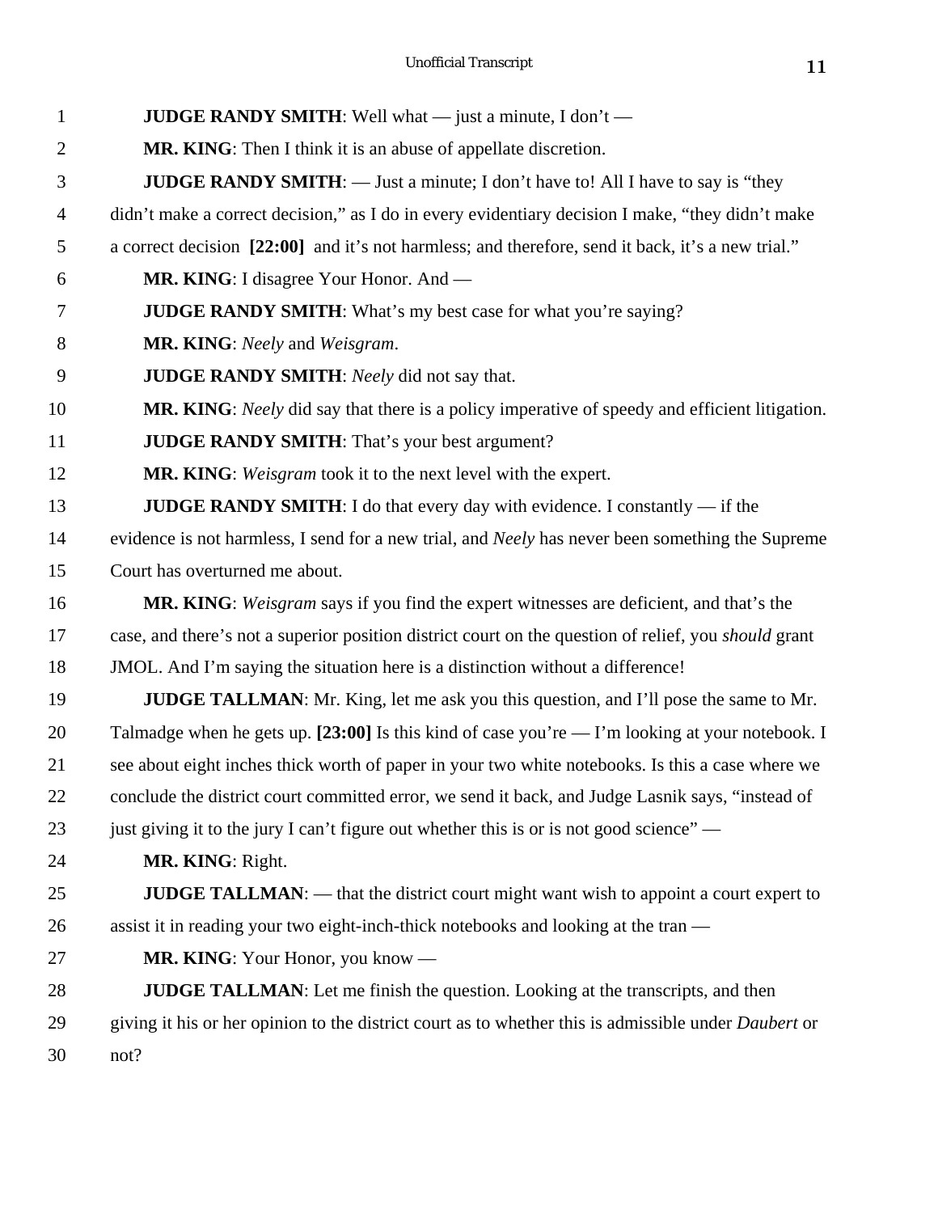**JUDGE RANDY SMITH**: Well what — just a minute, I don't —

**MR. KING**: Then I think it is an abuse of appellate discretion.

**JUDGE RANDY SMITH**: — Just a minute; I don't have to! All I have to say is "they didn't make a correct decision," as I do in every evidentiary decision I make, "they didn't make a correct decision **[22:00]** and it's not harmless; and therefore, send it back, it's a new trial."

**MR. KING**: I disagree Your Honor. And —

**JUDGE RANDY SMITH**: What's my best case for what you're saying?

**MR. KING**: *Neely* and *Weisgram*.

**JUDGE RANDY SMITH**: *Neely* did not say that.

**MR. KING**: *Neely* did say that there is a policy imperative of speedy and efficient litigation.

**JUDGE RANDY SMITH**: That's your best argument?

**MR. KING**: *Weisgram* took it to the next level with the expert.

**JUDGE RANDY SMITH**: I do that every day with evidence. I constantly — if the evidence is not harmless, I send for a new trial, and *Neely* has never been something the Supreme Court has overturned me about.

**MR. KING**: *Weisgram* says if you find the expert witnesses are deficient, and that's the case, and there's not a superior position district court on the question of relief, you *should* grant JMOL. And I'm saying the situation here is a distinction without a difference!

**JUDGE TALLMAN**: Mr. King, let me ask you this question, and I'll pose the same to Mr. Talmadge when he gets up. **[23:00]** Is this kind of case you're — I'm looking at your notebook. I see about eight inches thick worth of paper in your two white notebooks. Is this a case where we conclude the district court committed error, we send it back, and Judge Lasnik says, "instead of just giving it to the jury I can't figure out whether this is or is not good science" —

**MR. KING**: Right.

**JUDGE TALLMAN**: — that the district court might want wish to appoint a court expert to assist it in reading your two eight-inch-thick notebooks and looking at the tran —

**MR. KING**: Your Honor, you know —

**JUDGE TALLMAN**: Let me finish the question. Looking at the transcripts, and then giving it his or her opinion to the district court as to whether this is admissible under *Daubert* or not?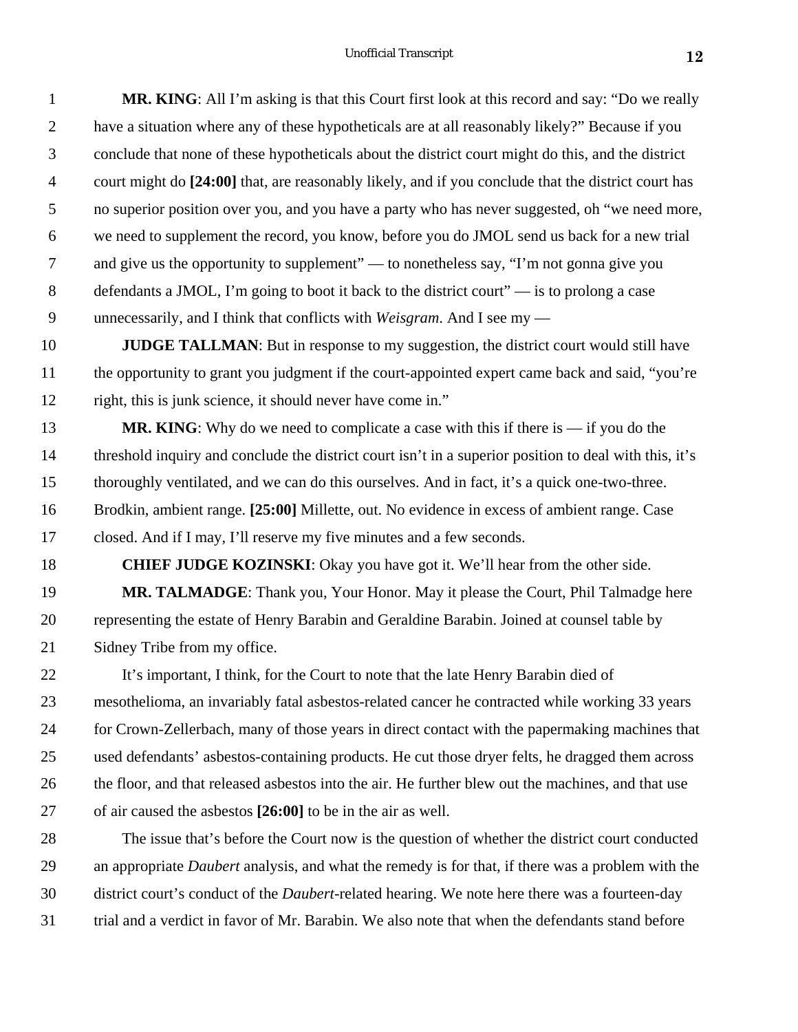**MR. KING**: All I'm asking is that this Court first look at this record and say: "Do we really have a situation where any of these hypotheticals are at all reasonably likely?" Because if you conclude that none of these hypotheticals about the district court might do this, and the district court might do **[24:00]** that, are reasonably likely, and if you conclude that the district court has no superior position over you, and you have a party who has never suggested, oh "we need more, we need to supplement the record, you know, before you do JMOL send us back for a new trial and give us the opportunity to supplement" — to nonetheless say, "I'm not gonna give you defendants a JMOL, I'm going to boot it back to the district court" — is to prolong a case unnecessarily, and I think that conflicts with *Weisgram*. And I see my —

**JUDGE TALLMAN**: But in response to my suggestion, the district court would still have the opportunity to grant you judgment if the court-appointed expert came back and said, "you're right, this is junk science, it should never have come in."

**MR. KING**: Why do we need to complicate a case with this if there is — if you do the threshold inquiry and conclude the district court isn't in a superior position to deal with this, it's thoroughly ventilated, and we can do this ourselves. And in fact, it's a quick one-two-three. Brodkin, ambient range. **[25:00]** Millette, out. No evidence in excess of ambient range. Case closed. And if I may, I'll reserve my five minutes and a few seconds.

**CHIEF JUDGE KOZINSKI**: Okay you have got it. We'll hear from the other side.

**MR. TALMADGE**: Thank you, Your Honor. May it please the Court, Phil Talmadge here representing the estate of Henry Barabin and Geraldine Barabin. Joined at counsel table by Sidney Tribe from my office.

It's important, I think, for the Court to note that the late Henry Barabin died of mesothelioma, an invariably fatal asbestos-related cancer he contracted while working 33 years for Crown-Zellerbach, many of those years in direct contact with the papermaking machines that used defendants' asbestos-containing products. He cut those dryer felts, he dragged them across the floor, and that released asbestos into the air. He further blew out the machines, and that use of air caused the asbestos **[26:00]** to be in the air as well.

The issue that's before the Court now is the question of whether the district court conducted an appropriate *Daubert* analysis, and what the remedy is for that, if there was a problem with the district court's conduct of the *Daubert*-related hearing. We note here there was a fourteen-day trial and a verdict in favor of Mr. Barabin. We also note that when the defendants stand before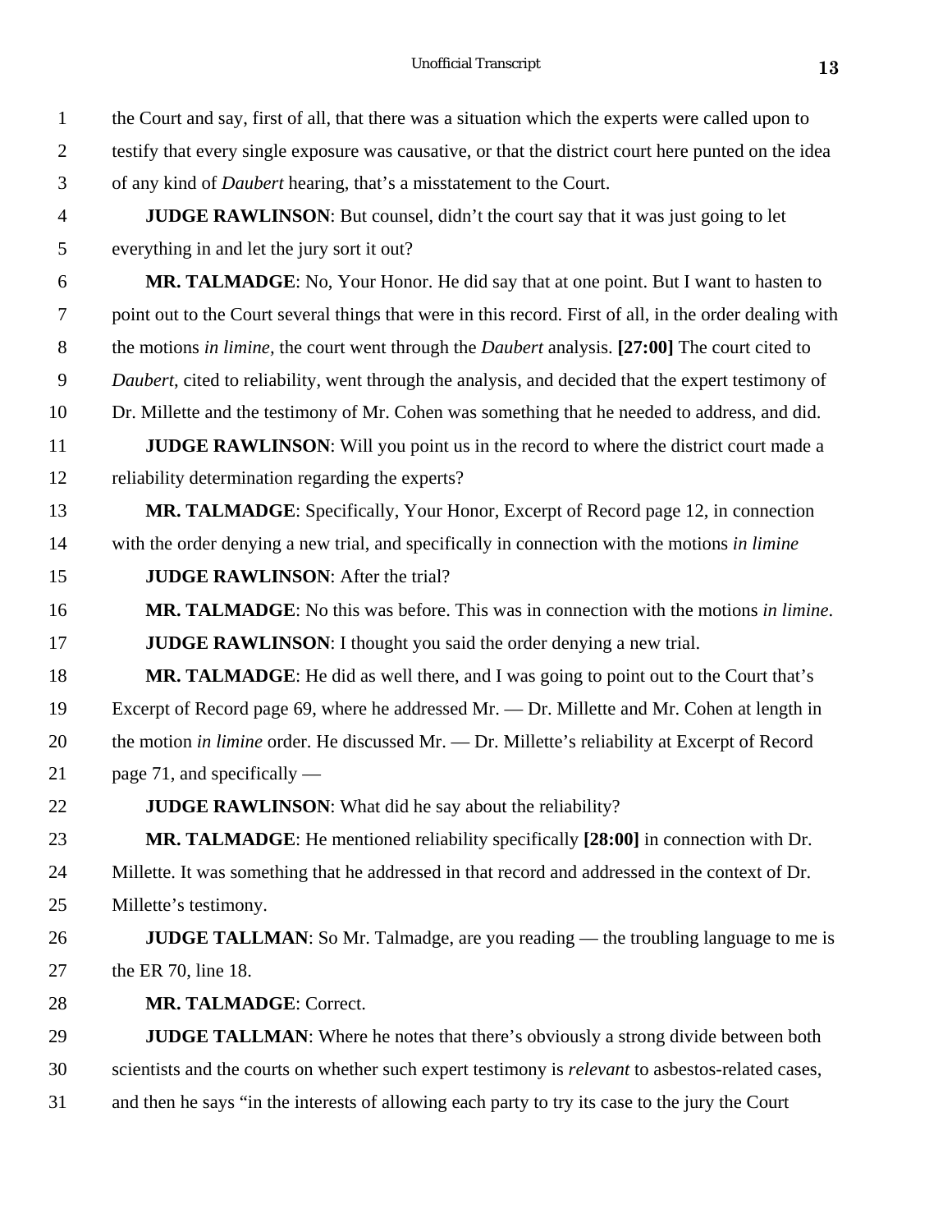the Court and say, first of all, that there was a situation which the experts were called upon to testify that every single exposure was causative, or that the district court here punted on the idea of any kind of *Daubert* hearing, that's a misstatement to the Court.

**JUDGE RAWLINSON**: But counsel, didn't the court say that it was just going to let everything in and let the jury sort it out?

**MR. TALMADGE**: No, Your Honor. He did say that at one point. But I want to hasten to point out to the Court several things that were in this record. First of all, in the order dealing with the motions *in limine,* the court went through the *Daubert* analysis. **[27:00]** The court cited to *Daubert*, cited to reliability, went through the analysis, and decided that the expert testimony of Dr. Millette and the testimony of Mr. Cohen was something that he needed to address, and did.

**JUDGE RAWLINSON**: Will you point us in the record to where the district court made a reliability determination regarding the experts?

**MR. TALMADGE**: Specifically, Your Honor, Excerpt of Record page 12, in connection with the order denying a new trial, and specifically in connection with the motions *in limine*

**JUDGE RAWLINSON**: After the trial?

**MR. TALMADGE**: No this was before. This was in connection with the motions *in limine*.

**JUDGE RAWLINSON**: I thought you said the order denying a new trial.

**MR. TALMADGE**: He did as well there, and I was going to point out to the Court that's Excerpt of Record page 69, where he addressed Mr. — Dr. Millette and Mr. Cohen at length in the motion *in limine* order. He discussed Mr. — Dr. Millette's reliability at Excerpt of Record page 71, and specifically —

**JUDGE RAWLINSON**: What did he say about the reliability?

**MR. TALMADGE**: He mentioned reliability specifically **[28:00]** in connection with Dr. Millette. It was something that he addressed in that record and addressed in the context of Dr. Millette's testimony.

**JUDGE TALLMAN**: So Mr. Talmadge, are you reading — the troubling language to me is the ER 70, line 18.

**MR. TALMADGE**: Correct.

**JUDGE TALLMAN**: Where he notes that there's obviously a strong divide between both scientists and the courts on whether such expert testimony is *relevant* to asbestos-related cases, and then he says "in the interests of allowing each party to try its case to the jury the Court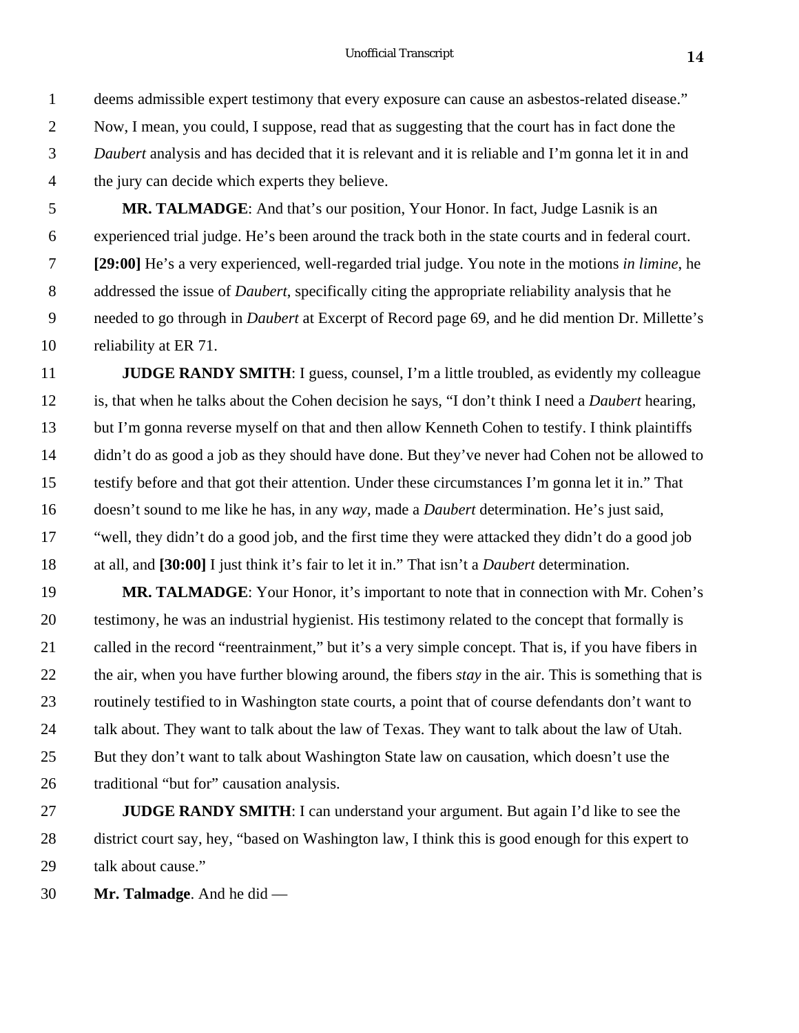deems admissible expert testimony that every exposure can cause an asbestos-related disease." Now, I mean, you could, I suppose, read that as suggesting that the court has in fact done the *Daubert* analysis and has decided that it is relevant and it is reliable and I'm gonna let it in and the jury can decide which experts they believe.

**MR. TALMADGE**: And that's our position, Your Honor. In fact, Judge Lasnik is an experienced trial judge. He's been around the track both in the state courts and in federal court. **[29:00]** He's a very experienced, well-regarded trial judge. You note in the motions *in limine*, he addressed the issue of *Daubert*, specifically citing the appropriate reliability analysis that he needed to go through in *Daubert* at Excerpt of Record page 69, and he did mention Dr. Millette's reliability at ER 71.

**JUDGE RANDY SMITH**: I guess, counsel, I'm a little troubled, as evidently my colleague is, that when he talks about the Cohen decision he says, "I don't think I need a *Daubert* hearing, but I'm gonna reverse myself on that and then allow Kenneth Cohen to testify. I think plaintiffs didn't do as good a job as they should have done. But they've never had Cohen not be allowed to testify before and that got their attention. Under these circumstances I'm gonna let it in." That doesn't sound to me like he has, in any *way,* made a *Daubert* determination. He's just said, "well, they didn't do a good job, and the first time they were attacked they didn't do a good job at all, and **[30:00]** I just think it's fair to let it in." That isn't a *Daubert* determination.

**MR. TALMADGE**: Your Honor, it's important to note that in connection with Mr. Cohen's testimony, he was an industrial hygienist. His testimony related to the concept that formally is called in the record "reentrainment," but it's a very simple concept. That is, if you have fibers in the air, when you have further blowing around, the fibers *stay* in the air. This is something that is routinely testified to in Washington state courts, a point that of course defendants don't want to talk about. They want to talk about the law of Texas. They want to talk about the law of Utah. But they don't want to talk about Washington State law on causation, which doesn't use the traditional "but for" causation analysis.

**JUDGE RANDY SMITH**: I can understand your argument. But again I'd like to see the district court say, hey, "based on Washington law, I think this is good enough for this expert to talk about cause."

**Mr. Talmadge**. And he did —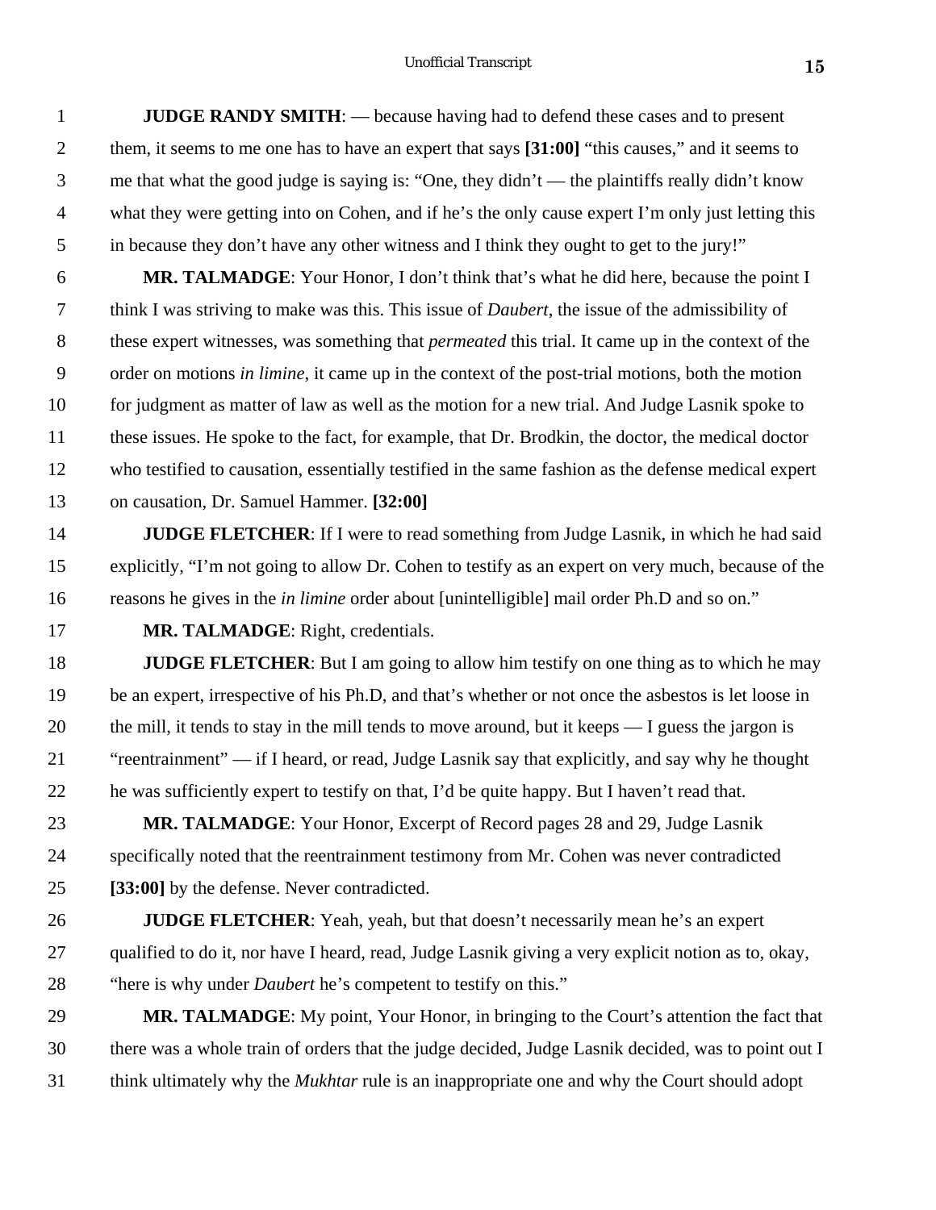**JUDGE RANDY SMITH**: — because having had to defend these cases and to present them, it seems to me one has to have an expert that says **[31:00]** "this causes," and it seems to me that what the good judge is saying is: "One, they didn't — the plaintiffs really didn't know what they were getting into on Cohen, and if he's the only cause expert I'm only just letting this in because they don't have any other witness and I think they ought to get to the jury!"

**MR. TALMADGE**: Your Honor, I don't think that's what he did here, because the point I think I was striving to make was this. This issue of *Daubert*, the issue of the admissibility of these expert witnesses, was something that *permeated* this trial. It came up in the context of the order on motions *in limine*, it came up in the context of the post-trial motions, both the motion for judgment as matter of law as well as the motion for a new trial. And Judge Lasnik spoke to these issues. He spoke to the fact, for example, that Dr. Brodkin, the doctor, the medical doctor who testified to causation, essentially testified in the same fashion as the defense medical expert on causation, Dr. Samuel Hammer. **[32:00]**

**JUDGE FLETCHER**: If I were to read something from Judge Lasnik, in which he had said explicitly, "I'm not going to allow Dr. Cohen to testify as an expert on very much, because of the reasons he gives in the *in limine* order about [unintelligible] mail order Ph.D and so on."

**MR. TALMADGE**: Right, credentials.

**JUDGE FLETCHER**: But I am going to allow him testify on one thing as to which he may be an expert, irrespective of his Ph.D, and that's whether or not once the asbestos is let loose in the mill, it tends to stay in the mill tends to move around, but it keeps — I guess the jargon is "reentrainment" — if I heard, or read, Judge Lasnik say that explicitly, and say why he thought he was sufficiently expert to testify on that, I'd be quite happy. But I haven't read that.

**MR. TALMADGE**: Your Honor, Excerpt of Record pages 28 and 29, Judge Lasnik specifically noted that the reentrainment testimony from Mr. Cohen was never contradicted **[33:00]** by the defense. Never contradicted.

**JUDGE FLETCHER**: Yeah, yeah, but that doesn't necessarily mean he's an expert qualified to do it, nor have I heard, read, Judge Lasnik giving a very explicit notion as to, okay, "here is why under *Daubert* he's competent to testify on this."

**MR. TALMADGE**: My point, Your Honor, in bringing to the Court's attention the fact that there was a whole train of orders that the judge decided, Judge Lasnik decided, was to point out I think ultimately why the *Mukhtar* rule is an inappropriate one and why the Court should adopt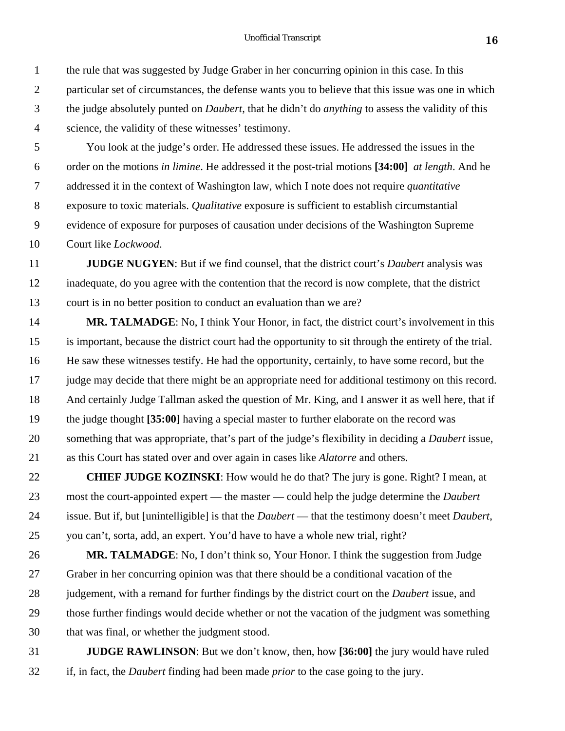the rule that was suggested by Judge Graber in her concurring opinion in this case. In this particular set of circumstances, the defense wants you to believe that this issue was one in which the judge absolutely punted on *Daubert*, that he didn't do *anything* to assess the validity of this science, the validity of these witnesses' testimony.

You look at the judge's order. He addressed these issues. He addressed the issues in the order on the motions *in limine*. He addressed it the post-trial motions **[34:00]** *at length*. And he addressed it in the context of Washington law, which I note does not require *quantitative* exposure to toxic materials. *Qualitative* exposure is sufficient to establish circumstantial evidence of exposure for purposes of causation under decisions of the Washington Supreme Court like *Lockwood*.

**JUDGE NUGYEN**: But if we find counsel, that the district court's *Daubert* analysis was inadequate, do you agree with the contention that the record is now complete, that the district court is in no better position to conduct an evaluation than we are?

**MR. TALMADGE**: No, I think Your Honor, in fact, the district court's involvement in this is important, because the district court had the opportunity to sit through the entirety of the trial. He saw these witnesses testify. He had the opportunity, certainly, to have some record, but the judge may decide that there might be an appropriate need for additional testimony on this record. And certainly Judge Tallman asked the question of Mr. King, and I answer it as well here, that if the judge thought **[35:00]** having a special master to further elaborate on the record was something that was appropriate, that's part of the judge's flexibility in deciding a *Daubert* issue, as this Court has stated over and over again in cases like *Alatorre* and others.

**CHIEF JUDGE KOZINSKI**: How would he do that? The jury is gone. Right? I mean, at most the court-appointed expert — the master — could help the judge determine the *Daubert* issue. But if, but [unintelligible] is that the *Daubert* — that the testimony doesn't meet *Daubert*, you can't, sorta, add, an expert. You'd have to have a whole new trial, right?

**MR. TALMADGE**: No, I don't think so, Your Honor. I think the suggestion from Judge Graber in her concurring opinion was that there should be a conditional vacation of the judgement, with a remand for further findings by the district court on the *Daubert* issue, and those further findings would decide whether or not the vacation of the judgment was something that was final, or whether the judgment stood.

**JUDGE RAWLINSON**: But we don't know, then, how **[36:00]** the jury would have ruled if, in fact, the *Daubert* finding had been made *prior* to the case going to the jury.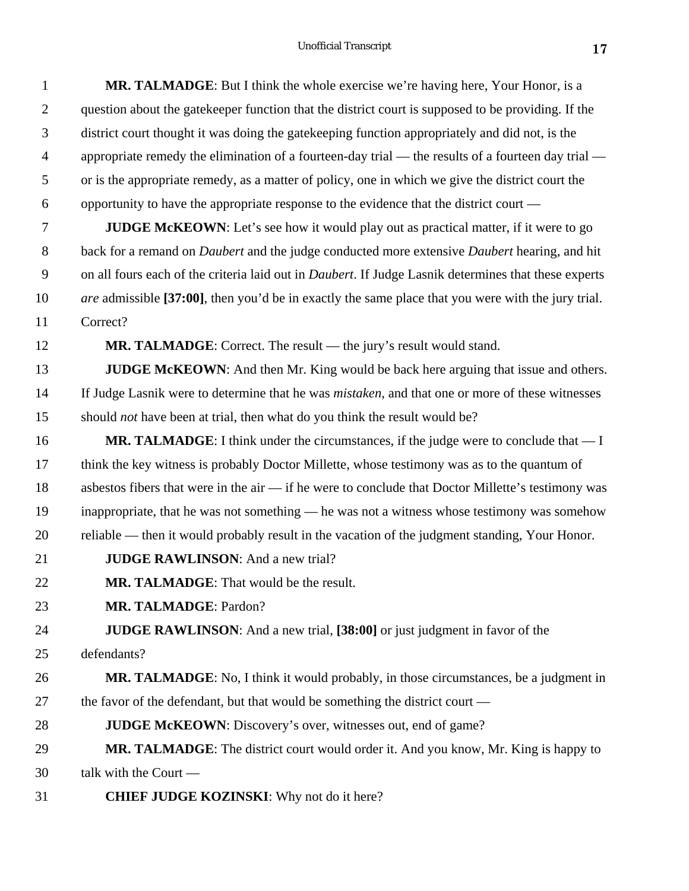**MR. TALMADGE**: But I think the whole exercise we're having here, Your Honor, is a question about the gatekeeper function that the district court is supposed to be providing. If the district court thought it was doing the gatekeeping function appropriately and did not, is the appropriate remedy the elimination of a fourteen-day trial — the results of a fourteen day trial — or is the appropriate remedy, as a matter of policy, one in which we give the district court the opportunity to have the appropriate response to the evidence that the district court —

**JUDGE McKEOWN**: Let's see how it would play out as practical matter, if it were to go back for a remand on *Daubert* and the judge conducted more extensive *Daubert* hearing, and hit on all fours each of the criteria laid out in *Daubert*. If Judge Lasnik determines that these experts *are* admissible **[37:00]**, then you'd be in exactly the same place that you were with the jury trial. Correct?

**MR. TALMADGE**: Correct. The result — the jury's result would stand.

**JUDGE McKEOWN**: And then Mr. King would be back here arguing that issue and others. If Judge Lasnik were to determine that he was *mistaken,* and that one or more of these witnesses should *not* have been at trial, then what do you think the result would be?

**MR. TALMADGE**: I think under the circumstances, if the judge were to conclude that — I think the key witness is probably Doctor Millette, whose testimony was as to the quantum of asbestos fibers that were in the air — if he were to conclude that Doctor Millette's testimony was inappropriate, that he was not something — he was not a witness whose testimony was somehow reliable — then it would probably result in the vacation of the judgment standing, Your Honor.

**JUDGE RAWLINSON**: And a new trial?

**MR. TALMADGE**: That would be the result.

**MR. TALMADGE**: Pardon?

**JUDGE RAWLINSON**: And a new trial, **[38:00]** or just judgment in favor of the defendants?

**MR. TALMADGE**: No, I think it would probably, in those circumstances, be a judgment in the favor of the defendant, but that would be something the district court —

**JUDGE McKEOWN**: Discovery's over, witnesses out, end of game?

**MR. TALMADGE**: The district court would order it. And you know, Mr. King is happy to talk with the Court —

**CHIEF JUDGE KOZINSKI**: Why not do it here?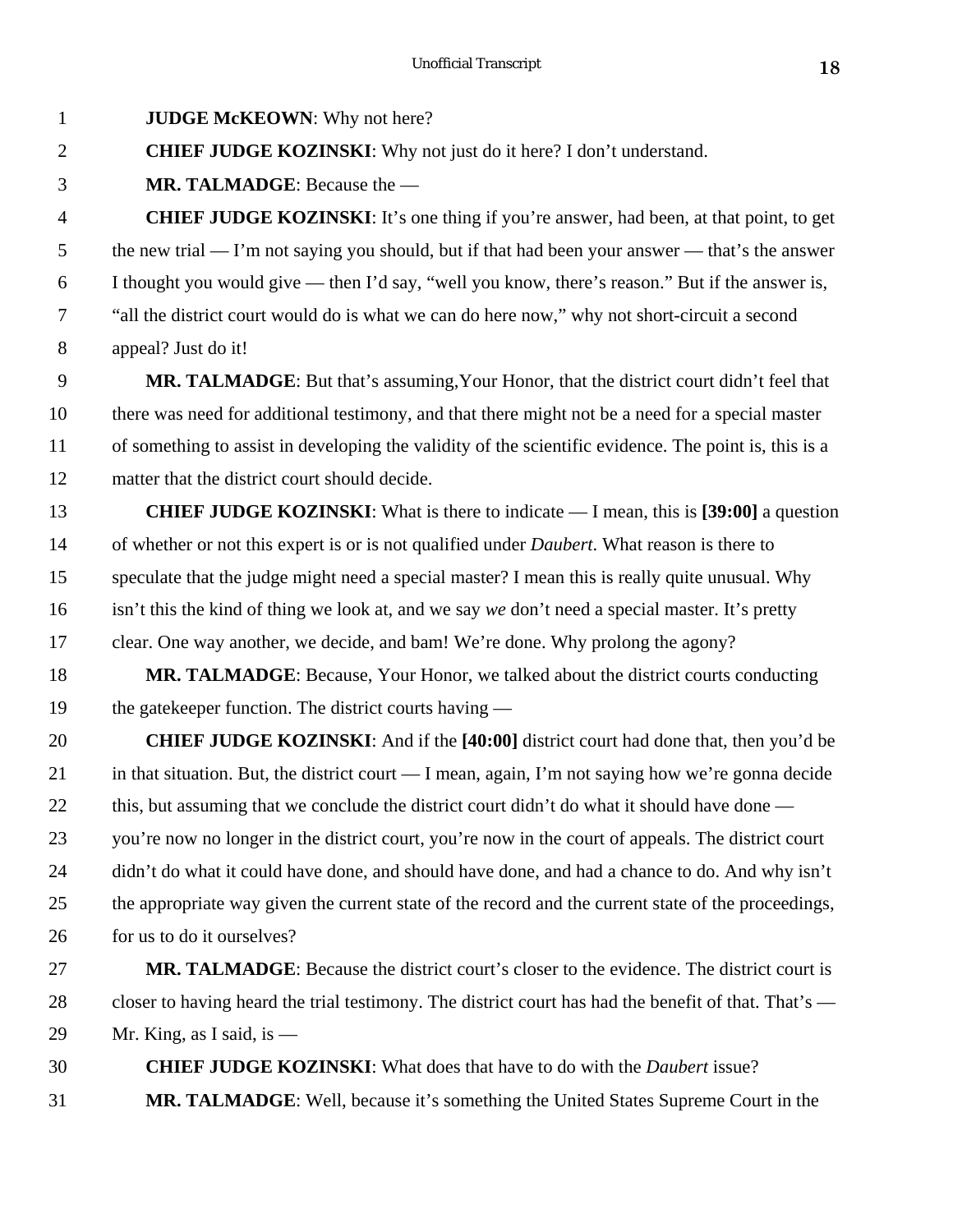**JUDGE McKEOWN**: Why not here?

**CHIEF JUDGE KOZINSKI**: Why not just do it here? I don't understand.

**MR. TALMADGE**: Because the —

**CHIEF JUDGE KOZINSKI**: It's one thing if you're answer, had been, at that point, to get the new trial — I'm not saying you should, but if that had been your answer — that's the answer I thought you would give — then I'd say, "well you know, there's reason." But if the answer is, "all the district court would do is what we can do here now," why not short-circuit a second appeal? Just do it!

**MR. TALMADGE**: But that's assuming,Your Honor, that the district court didn't feel that there was need for additional testimony, and that there might not be a need for a special master of something to assist in developing the validity of the scientific evidence. The point is, this is a matter that the district court should decide.

**CHIEF JUDGE KOZINSKI**: What is there to indicate — I mean, this is **[39:00]** a question of whether or not this expert is or is not qualified under *Daubert*. What reason is there to speculate that the judge might need a special master? I mean this is really quite unusual. Why isn't this the kind of thing we look at, and we say *we* don't need a special master. It's pretty clear. One way another, we decide, and bam! We're done. Why prolong the agony?

**MR. TALMADGE**: Because, Your Honor, we talked about the district courts conducting the gatekeeper function. The district courts having —

**CHIEF JUDGE KOZINSKI**: And if the **[40:00]** district court had done that, then you'd be in that situation. But, the district court — I mean, again, I'm not saying how we're gonna decide this, but assuming that we conclude the district court didn't do what it should have done — you're now no longer in the district court, you're now in the court of appeals. The district court didn't do what it could have done, and should have done, and had a chance to do. And why isn't the appropriate way given the current state of the record and the current state of the proceedings, for us to do it ourselves?

**MR. TALMADGE**: Because the district court's closer to the evidence. The district court is closer to having heard the trial testimony. The district court has had the benefit of that. That's — Mr. King, as I said, is —

**CHIEF JUDGE KOZINSKI**: What does that have to do with the *Daubert* issue?

**MR. TALMADGE**: Well, because it's something the United States Supreme Court in the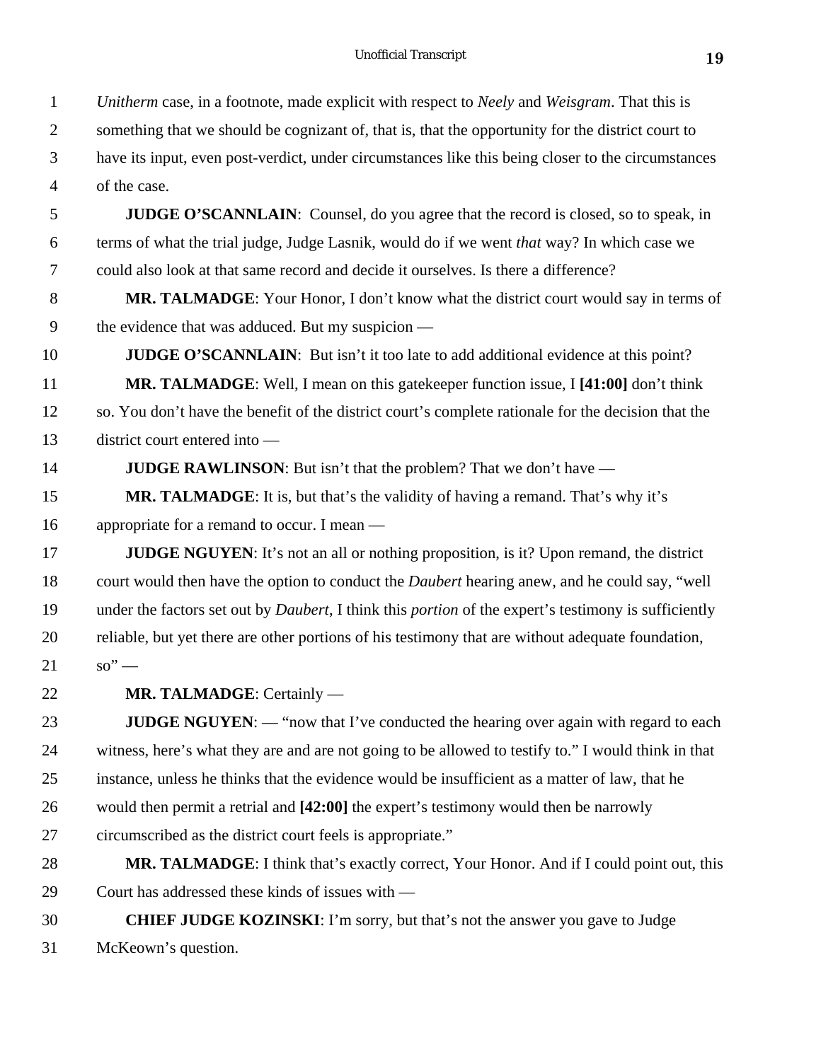*Unitherm* case, in a footnote, made explicit with respect to *Neely* and *Weisgram*. That this is something that we should be cognizant of, that is, that the opportunity for the district court to have its input, even post-verdict, under circumstances like this being closer to the circumstances of the case.

**JUDGE O'SCANNLAIN**: Counsel, do you agree that the record is closed, so to speak, in terms of what the trial judge, Judge Lasnik, would do if we went *that* way? In which case we could also look at that same record and decide it ourselves. Is there a difference?

**MR. TALMADGE**: Your Honor, I don't know what the district court would say in terms of the evidence that was adduced. But my suspicion —

**JUDGE O'SCANNLAIN**: But isn't it too late to add additional evidence at this point?

**MR. TALMADGE**: Well, I mean on this gatekeeper function issue, I **[41:00]** don't think so. You don't have the benefit of the district court's complete rationale for the decision that the district court entered into —

**JUDGE RAWLINSON**: But isn't that the problem? That we don't have —

**MR. TALMADGE**: It is, but that's the validity of having a remand. That's why it's appropriate for a remand to occur. I mean —

**JUDGE NGUYEN**: It's not an all or nothing proposition, is it? Upon remand, the district court would then have the option to conduct the *Daubert* hearing anew, and he could say, "well under the factors set out by *Daubert*, I think this *portion* of the expert's testimony is sufficiently reliable, but yet there are other portions of his testimony that are without adequate foundation, so" —

**MR. TALMADGE**: Certainly —

**JUDGE NGUYEN**: — "now that I've conducted the hearing over again with regard to each witness, here's what they are and are not going to be allowed to testify to." I would think in that instance, unless he thinks that the evidence would be insufficient as a matter of law, that he would then permit a retrial and **[42:00]** the expert's testimony would then be narrowly circumscribed as the district court feels is appropriate."

**MR. TALMADGE**: I think that's exactly correct, Your Honor. And if I could point out, this Court has addressed these kinds of issues with —

**CHIEF JUDGE KOZINSKI**: I'm sorry, but that's not the answer you gave to Judge McKeown's question.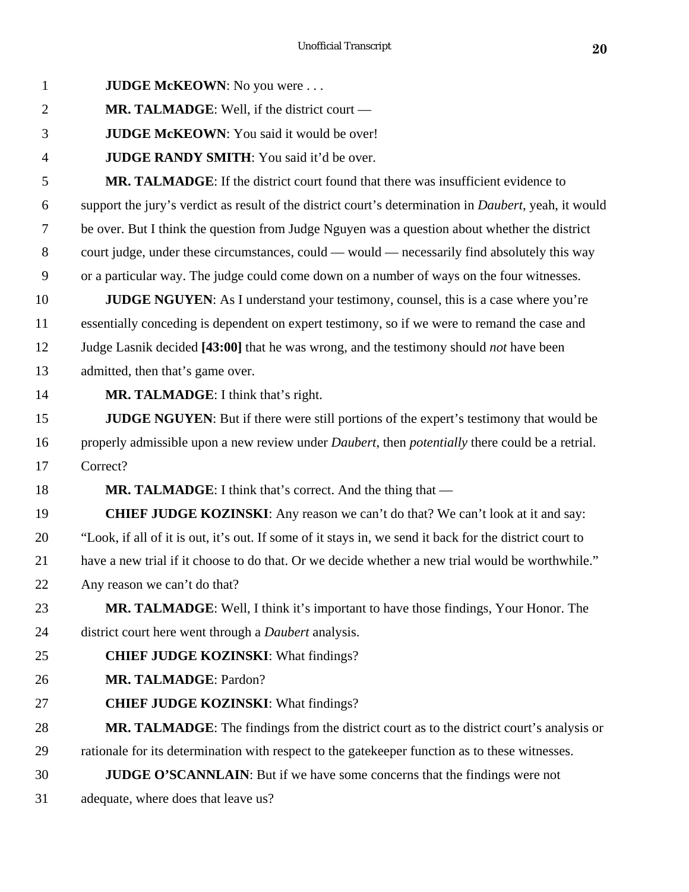**JUDGE McKEOWN**: No you were . . .

**MR. TALMADGE**: Well, if the district court —

**JUDGE McKEOWN**: You said it would be over!

**JUDGE RANDY SMITH**: You said it'd be over.

**MR. TALMADGE**: If the district court found that there was insufficient evidence to support the jury's verdict as result of the district court's determination in *Daubert*, yeah, it would be over. But I think the question from Judge Nguyen was a question about whether the district court judge, under these circumstances, could — would — necessarily find absolutely this way or a particular way. The judge could come down on a number of ways on the four witnesses.

**JUDGE NGUYEN**: As I understand your testimony, counsel, this is a case where you're essentially conceding is dependent on expert testimony, so if we were to remand the case and Judge Lasnik decided **[43:00]** that he was wrong, and the testimony should *not* have been admitted, then that's game over.

**MR. TALMADGE**: I think that's right.

**JUDGE NGUYEN**: But if there were still portions of the expert's testimony that would be properly admissible upon a new review under *Daubert*, then *potentially* there could be a retrial. Correct?

**MR. TALMADGE**: I think that's correct. And the thing that —

**CHIEF JUDGE KOZINSKI**: Any reason we can't do that? We can't look at it and say: "Look, if all of it is out, it's out. If some of it stays in, we send it back for the district court to have a new trial if it choose to do that. Or we decide whether a new trial would be worthwhile." Any reason we can't do that?

**MR. TALMADGE**: Well, I think it's important to have those findings, Your Honor. The district court here went through a *Daubert* analysis.

**CHIEF JUDGE KOZINSKI**: What findings?

**MR. TALMADGE**: Pardon?

**CHIEF JUDGE KOZINSKI**: What findings?

**MR. TALMADGE**: The findings from the district court as to the district court's analysis or rationale for its determination with respect to the gatekeeper function as to these witnesses.

**JUDGE O'SCANNLAIN**: But if we have some concerns that the findings were not adequate, where does that leave us?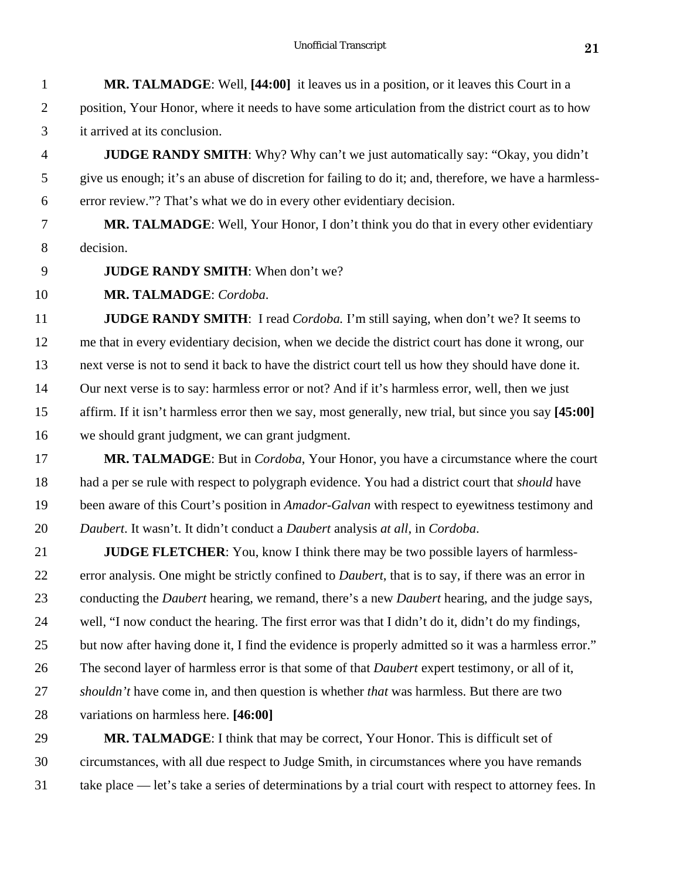**MR. TALMADGE**: Well, **[44:00]** it leaves us in a position, or it leaves this Court in a position, Your Honor, where it needs to have some articulation from the district court as to how it arrived at its conclusion.

**JUDGE RANDY SMITH**: Why? Why can't we just automatically say: "Okay, you didn't give us enough; it's an abuse of discretion for failing to do it; and, therefore, we have a harmless-error review."? That's what we do in every other evidentiary decision.

**MR. TALMADGE**: Well, Your Honor, I don't think you do that in every other evidentiary decision.

**JUDGE RANDY SMITH**: When don't we?

**MR. TALMADGE**: *Cordoba*.

**JUDGE RANDY SMITH**: I read *Cordoba.* I'm still saying, when don't we? It seems to me that in every evidentiary decision, when we decide the district court has done it wrong, our next verse is not to send it back to have the district court tell us how they should have done it. Our next verse is to say: harmless error or not? And if it's harmless error, well, then we just affirm. If it isn't harmless error then we say, most generally, new trial, but since you say **[45:00]** we should grant judgment, we can grant judgment.

**MR. TALMADGE**: But in *Cordoba*, Your Honor, you have a circumstance where the court had a per se rule with respect to polygraph evidence. You had a district court that *should* have been aware of this Court's position in *Amador-Galvan* with respect to eyewitness testimony and *Daubert*. It wasn't. It didn't conduct a *Daubert* analysis *at all*, in *Cordoba*.

**JUDGE FLETCHER**: You, know I think there may be two possible layers of harmless-error analysis. One might be strictly confined to *Daubert*, that is to say, if there was an error in conducting the *Daubert* hearing, we remand, there's a new *Daubert* hearing, and the judge says, well, "I now conduct the hearing. The first error was that I didn't do it, didn't do my findings, but now after having done it, I find the evidence is properly admitted so it was a harmless error." The second layer of harmless error is that some of that *Daubert* expert testimony, or all of it, *shouldn't* have come in, and then question is whether *that* was harmless. But there are two variations on harmless here. **[46:00]**

**MR. TALMADGE**: I think that may be correct, Your Honor. This is difficult set of circumstances, with all due respect to Judge Smith, in circumstances where you have remands take place — let's take a series of determinations by a trial court with respect to attorney fees. In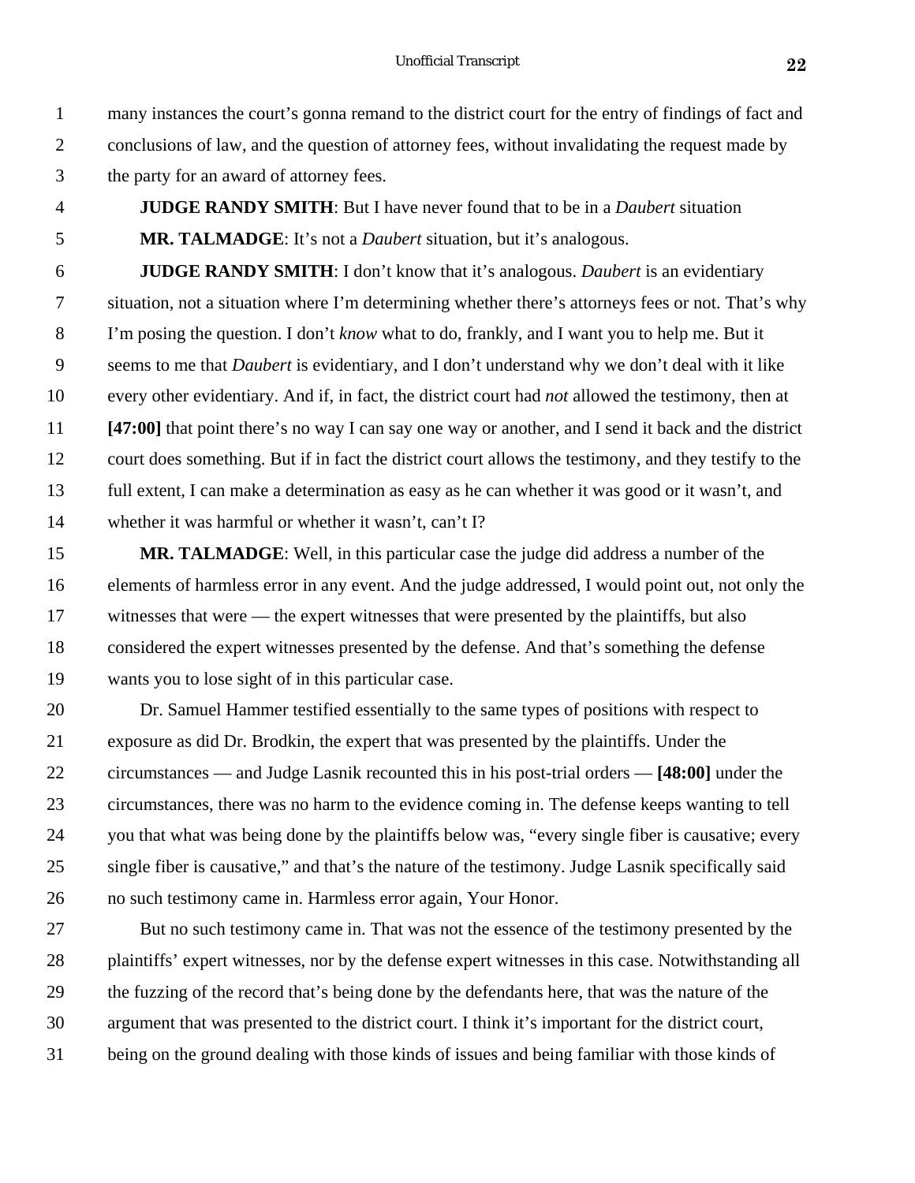many instances the court's gonna remand to the district court for the entry of findings of fact and conclusions of law, and the question of attorney fees, without invalidating the request made by the party for an award of attorney fees.

**JUDGE RANDY SMITH**: But I have never found that to be in a *Daubert* situation

**MR. TALMADGE**: It's not a *Daubert* situation, but it's analogous.

**JUDGE RANDY SMITH**: I don't know that it's analogous. *Daubert* is an evidentiary situation, not a situation where I'm determining whether there's attorneys fees or not. That's why I'm posing the question. I don't *know* what to do, frankly, and I want you to help me. But it seems to me that *Daubert* is evidentiary, and I don't understand why we don't deal with it like every other evidentiary. And if, in fact, the district court had *not* allowed the testimony, then at **[47:00]** that point there's no way I can say one way or another, and I send it back and the district court does something. But if in fact the district court allows the testimony, and they testify to the full extent, I can make a determination as easy as he can whether it was good or it wasn't, and whether it was harmful or whether it wasn't, can't I?

**MR. TALMADGE**: Well, in this particular case the judge did address a number of the elements of harmless error in any event. And the judge addressed, I would point out, not only the witnesses that were — the expert witnesses that were presented by the plaintiffs, but also considered the expert witnesses presented by the defense. And that's something the defense wants you to lose sight of in this particular case.

Dr. Samuel Hammer testified essentially to the same types of positions with respect to exposure as did Dr. Brodkin, the expert that was presented by the plaintiffs. Under the circumstances — and Judge Lasnik recounted this in his post-trial orders — **[48:00]** under the circumstances, there was no harm to the evidence coming in. The defense keeps wanting to tell you that what was being done by the plaintiffs below was, "every single fiber is causative; every single fiber is causative," and that's the nature of the testimony. Judge Lasnik specifically said no such testimony came in. Harmless error again, Your Honor.

But no such testimony came in. That was not the essence of the testimony presented by the plaintiffs' expert witnesses, nor by the defense expert witnesses in this case. Notwithstanding all the fuzzing of the record that's being done by the defendants here, that was the nature of the argument that was presented to the district court. I think it's important for the district court, being on the ground dealing with those kinds of issues and being familiar with those kinds of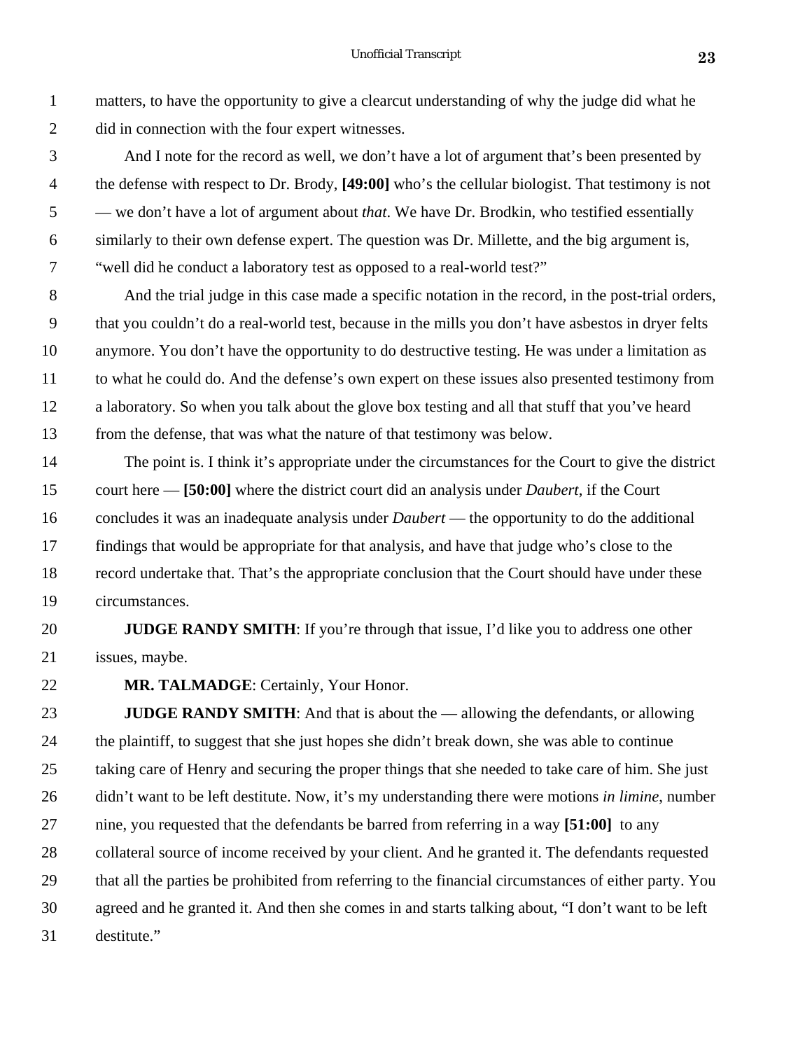matters, to have the opportunity to give a clearcut understanding of why the judge did what he did in connection with the four expert witnesses.

And I note for the record as well, we don't have a lot of argument that's been presented by the defense with respect to Dr. Brody, **[49:00]** who's the cellular biologist. That testimony is not — we don't have a lot of argument about *that*. We have Dr. Brodkin, who testified essentially similarly to their own defense expert. The question was Dr. Millette, and the big argument is, "well did he conduct a laboratory test as opposed to a real-world test?"

And the trial judge in this case made a specific notation in the record, in the post-trial orders, that you couldn't do a real-world test, because in the mills you don't have asbestos in dryer felts anymore. You don't have the opportunity to do destructive testing. He was under a limitation as to what he could do. And the defense's own expert on these issues also presented testimony from a laboratory. So when you talk about the glove box testing and all that stuff that you've heard from the defense, that was what the nature of that testimony was below.

The point is. I think it's appropriate under the circumstances for the Court to give the district court here — **[50:00]** where the district court did an analysis under *Daubert*, if the Court concludes it was an inadequate analysis under *Daubert* — the opportunity to do the additional findings that would be appropriate for that analysis, and have that judge who's close to the record undertake that. That's the appropriate conclusion that the Court should have under these circumstances.

**JUDGE RANDY SMITH**: If you're through that issue, I'd like you to address one other issues, maybe.

**MR. TALMADGE**: Certainly, Your Honor.

**JUDGE RANDY SMITH**: And that is about the — allowing the defendants, or allowing the plaintiff, to suggest that she just hopes she didn't break down, she was able to continue taking care of Henry and securing the proper things that she needed to take care of him. She just didn't want to be left destitute. Now, it's my understanding there were motions *in limine*, number nine, you requested that the defendants be barred from referring in a way **[51:00]** to any collateral source of income received by your client. And he granted it. The defendants requested that all the parties be prohibited from referring to the financial circumstances of either party. You agreed and he granted it. And then she comes in and starts talking about, "I don't want to be left destitute."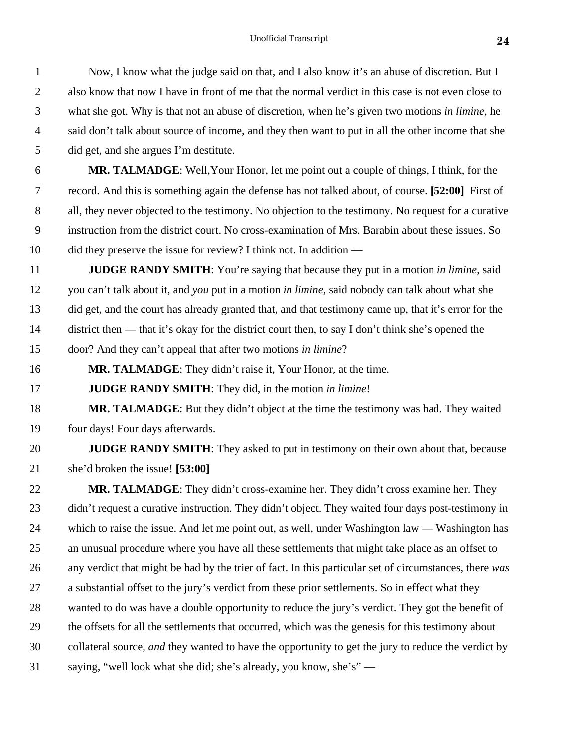Now, I know what the judge said on that, and I also know it's an abuse of discretion. But I also know that now I have in front of me that the normal verdict in this case is not even close to what she got. Why is that not an abuse of discretion, when he's given two motions *in limine*, he said don't talk about source of income, and they then want to put in all the other income that she did get, and she argues I'm destitute.

**MR. TALMADGE**: Well,Your Honor, let me point out a couple of things, I think, for the record. And this is something again the defense has not talked about, of course. **[52:00]** First of all, they never objected to the testimony. No objection to the testimony. No request for a curative instruction from the district court. No cross-examination of Mrs. Barabin about these issues. So did they preserve the issue for review? I think not. In addition —

**JUDGE RANDY SMITH**: You're saying that because they put in a motion *in limine*, said you can't talk about it, and *you* put in a motion *in limine*, said nobody can talk about what she did get, and the court has already granted that, and that testimony came up, that it's error for the district then — that it's okay for the district court then, to say I don't think she's opened the door? And they can't appeal that after two motions *in limine*?

**MR. TALMADGE**: They didn't raise it, Your Honor, at the time.

**JUDGE RANDY SMITH**: They did, in the motion *in limine*!

**MR. TALMADGE**: But they didn't object at the time the testimony was had. They waited four days! Four days afterwards.

**JUDGE RANDY SMITH**: They asked to put in testimony on their own about that, because she'd broken the issue! **[53:00]**

**MR. TALMADGE**: They didn't cross-examine her. They didn't cross examine her. They didn't request a curative instruction. They didn't object. They waited four days post-testimony in which to raise the issue. And let me point out, as well, under Washington law — Washington has an unusual procedure where you have all these settlements that might take place as an offset to any verdict that might be had by the trier of fact. In this particular set of circumstances, there *was* a substantial offset to the jury's verdict from these prior settlements. So in effect what they wanted to do was have a double opportunity to reduce the jury's verdict. They got the benefit of the offsets for all the settlements that occurred, which was the genesis for this testimony about collateral source, *and* they wanted to have the opportunity to get the jury to reduce the verdict by saying, "well look what she did; she's already, you know, she's" —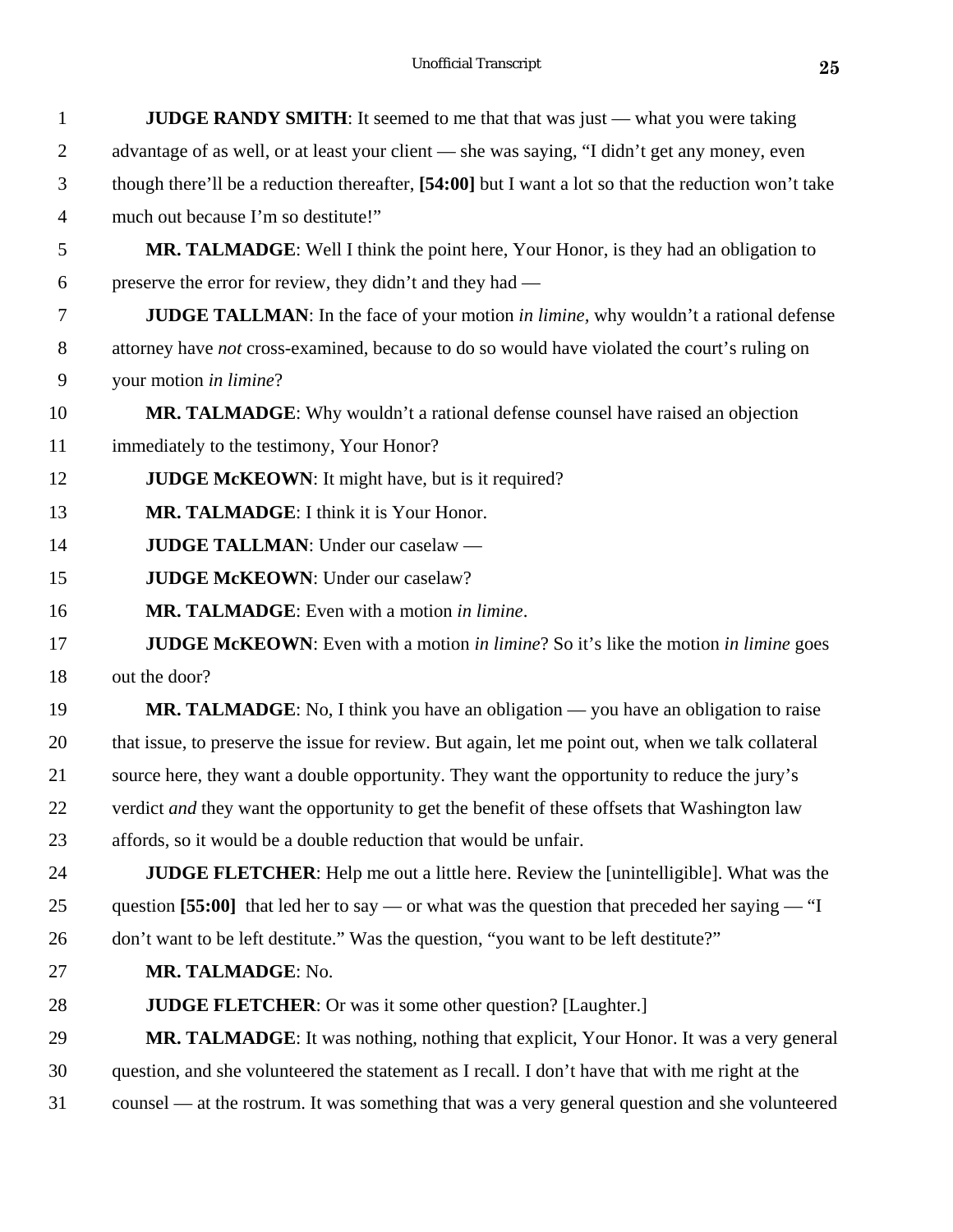**JUDGE RANDY SMITH**: It seemed to me that that was just — what you were taking advantage of as well, or at least your client — she was saying, "I didn't get any money, even though there'll be a reduction thereafter, **[54:00]** but I want a lot so that the reduction won't take much out because I'm so destitute!"

**MR. TALMADGE**: Well I think the point here, Your Honor, is they had an obligation to preserve the error for review, they didn't and they had —

**JUDGE TALLMAN**: In the face of your motion *in limine*, why wouldn't a rational defense attorney have *not* cross-examined, because to do so would have violated the court's ruling on your motion *in limine*?

**MR. TALMADGE**: Why wouldn't a rational defense counsel have raised an objection immediately to the testimony, Your Honor?

**JUDGE McKEOWN**: It might have, but is it required?

**MR. TALMADGE**: I think it is Your Honor.

**JUDGE TALLMAN**: Under our caselaw —

**JUDGE McKEOWN**: Under our caselaw?

**MR. TALMADGE**: Even with a motion *in limine*.

**JUDGE McKEOWN**: Even with a motion *in limine*? So it's like the motion *in limine* goes out the door?

**MR. TALMADGE**: No, I think you have an obligation — you have an obligation to raise that issue, to preserve the issue for review. But again, let me point out, when we talk collateral source here, they want a double opportunity. They want the opportunity to reduce the jury's verdict *and* they want the opportunity to get the benefit of these offsets that Washington law affords, so it would be a double reduction that would be unfair.

**JUDGE FLETCHER**: Help me out a little here. Review the [unintelligible]. What was the question **[55:00]** that led her to say — or what was the question that preceded her saying — "I don't want to be left destitute." Was the question, "you want to be left destitute?"

**MR. TALMADGE**: No.

**JUDGE FLETCHER**: Or was it some other question? [Laughter.]

**MR. TALMADGE**: It was nothing, nothing that explicit, Your Honor. It was a very general question, and she volunteered the statement as I recall. I don't have that with me right at the counsel — at the rostrum. It was something that was a very general question and she volunteered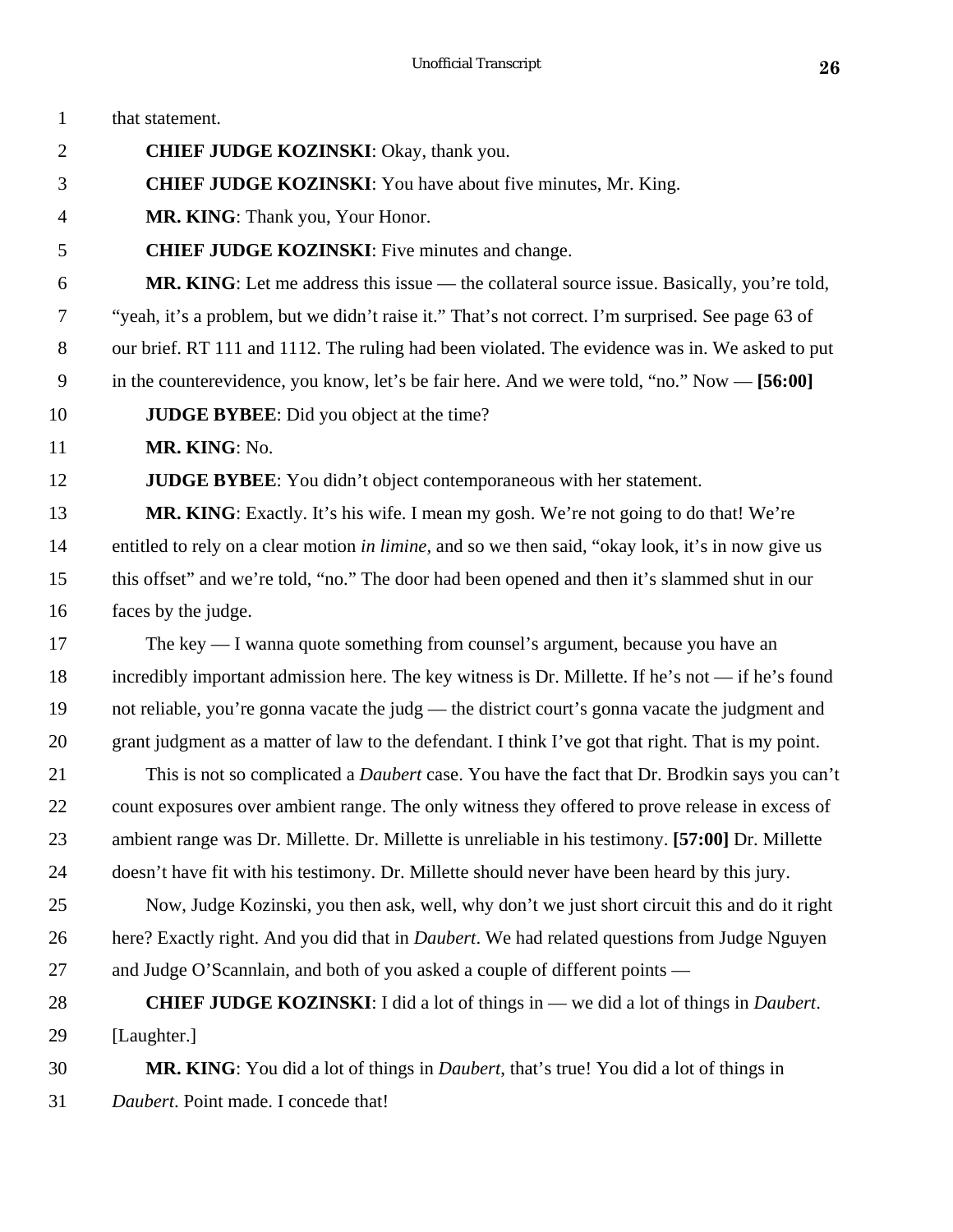that statement.

**CHIEF JUDGE KOZINSKI**: Okay, thank you.

**CHIEF JUDGE KOZINSKI**: You have about five minutes, Mr. King.

**MR. KING**: Thank you, Your Honor.

**CHIEF JUDGE KOZINSKI**: Five minutes and change.

**MR. KING**: Let me address this issue — the collateral source issue. Basically, you're told, "yeah, it's a problem, but we didn't raise it." That's not correct. I'm surprised. See page 63 of our brief. RT 111 and 1112. The ruling had been violated. The evidence was in. We asked to put in the counterevidence, you know, let's be fair here. And we were told, "no." Now — **[56:00]**

**JUDGE BYBEE**: Did you object at the time?

**MR. KING**: No.

**JUDGE BYBEE**: You didn't object contemporaneous with her statement.

**MR. KING**: Exactly. It's his wife. I mean my gosh. We're not going to do that! We're entitled to rely on a clear motion *in limine*, and so we then said, "okay look, it's in now give us this offset" and we're told, "no." The door had been opened and then it's slammed shut in our faces by the judge.

The key — I wanna quote something from counsel's argument, because you have an incredibly important admission here. The key witness is Dr. Millette. If he's not — if he's found not reliable, you're gonna vacate the judg — the district court's gonna vacate the judgment and grant judgment as a matter of law to the defendant. I think I've got that right. That is my point.

This is not so complicated a *Daubert* case. You have the fact that Dr. Brodkin says you can't count exposures over ambient range. The only witness they offered to prove release in excess of ambient range was Dr. Millette. Dr. Millette is unreliable in his testimony. **[57:00]** Dr. Millette doesn't have fit with his testimony. Dr. Millette should never have been heard by this jury.

Now, Judge Kozinski, you then ask, well, why don't we just short circuit this and do it right here? Exactly right. And you did that in *Daubert*. We had related questions from Judge Nguyen and Judge O'Scannlain, and both of you asked a couple of different points —

**CHIEF JUDGE KOZINSKI**: I did a lot of things in — we did a lot of things in *Daubert*. [Laughter.]

**MR. KING**: You did a lot of things in *Daubert*, that's true! You did a lot of things in *Daubert*. Point made. I concede that!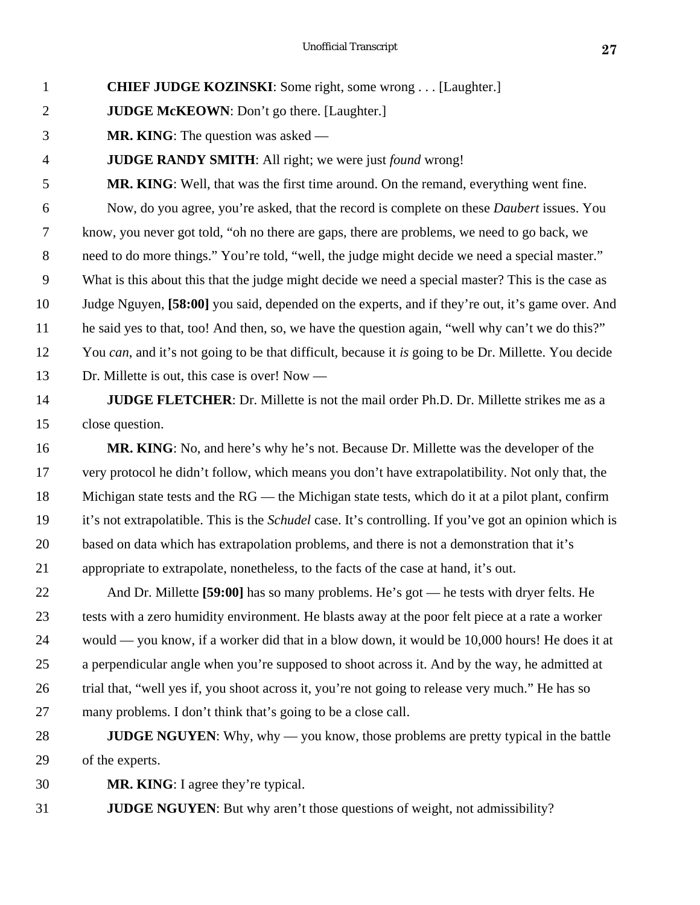**CHIEF JUDGE KOZINSKI**: Some right, some wrong . . . [Laughter.]

**JUDGE McKEOWN**: Don't go there. [Laughter.]

**MR. KING**: The question was asked —

**JUDGE RANDY SMITH**: All right; we were just *found* wrong!

**MR. KING**: Well, that was the first time around. On the remand, everything went fine. Now, do you agree, you're asked, that the record is complete on these *Daubert* issues. You know, you never got told, "oh no there are gaps, there are problems, we need to go back, we need to do more things." You're told, "well, the judge might decide we need a special master." What is this about this that the judge might decide we need a special master? This is the case as Judge Nguyen, **[58:00]** you said, depended on the experts, and if they're out, it's game over. And he said yes to that, too! And then, so, we have the question again, "well why can't we do this?" You *can*, and it's not going to be that difficult, because it *is* going to be Dr. Millette. You decide Dr. Millette is out, this case is over! Now —

**JUDGE FLETCHER**: Dr. Millette is not the mail order Ph.D. Dr. Millette strikes me as a close question.

**MR. KING**: No, and here's why he's not. Because Dr. Millette was the developer of the very protocol he didn't follow, which means you don't have extrapolatibility. Not only that, the Michigan state tests and the RG — the Michigan state tests, which do it at a pilot plant, confirm it's not extrapolatible. This is the *Schudel* case. It's controlling. If you've got an opinion which is based on data which has extrapolation problems, and there is not a demonstration that it's appropriate to extrapolate, nonetheless, to the facts of the case at hand, it's out.

And Dr. Millette **[59:00]** has so many problems. He's got — he tests with dryer felts. He tests with a zero humidity environment. He blasts away at the poor felt piece at a rate a worker would — you know, if a worker did that in a blow down, it would be 10,000 hours! He does it at a perpendicular angle when you're supposed to shoot across it. And by the way, he admitted at trial that, "well yes if, you shoot across it, you're not going to release very much." He has so many problems. I don't think that's going to be a close call.

**JUDGE NGUYEN**: Why, why — you know, those problems are pretty typical in the battle of the experts.

**MR. KING**: I agree they're typical.

**JUDGE NGUYEN**: But why aren't those questions of weight, not admissibility?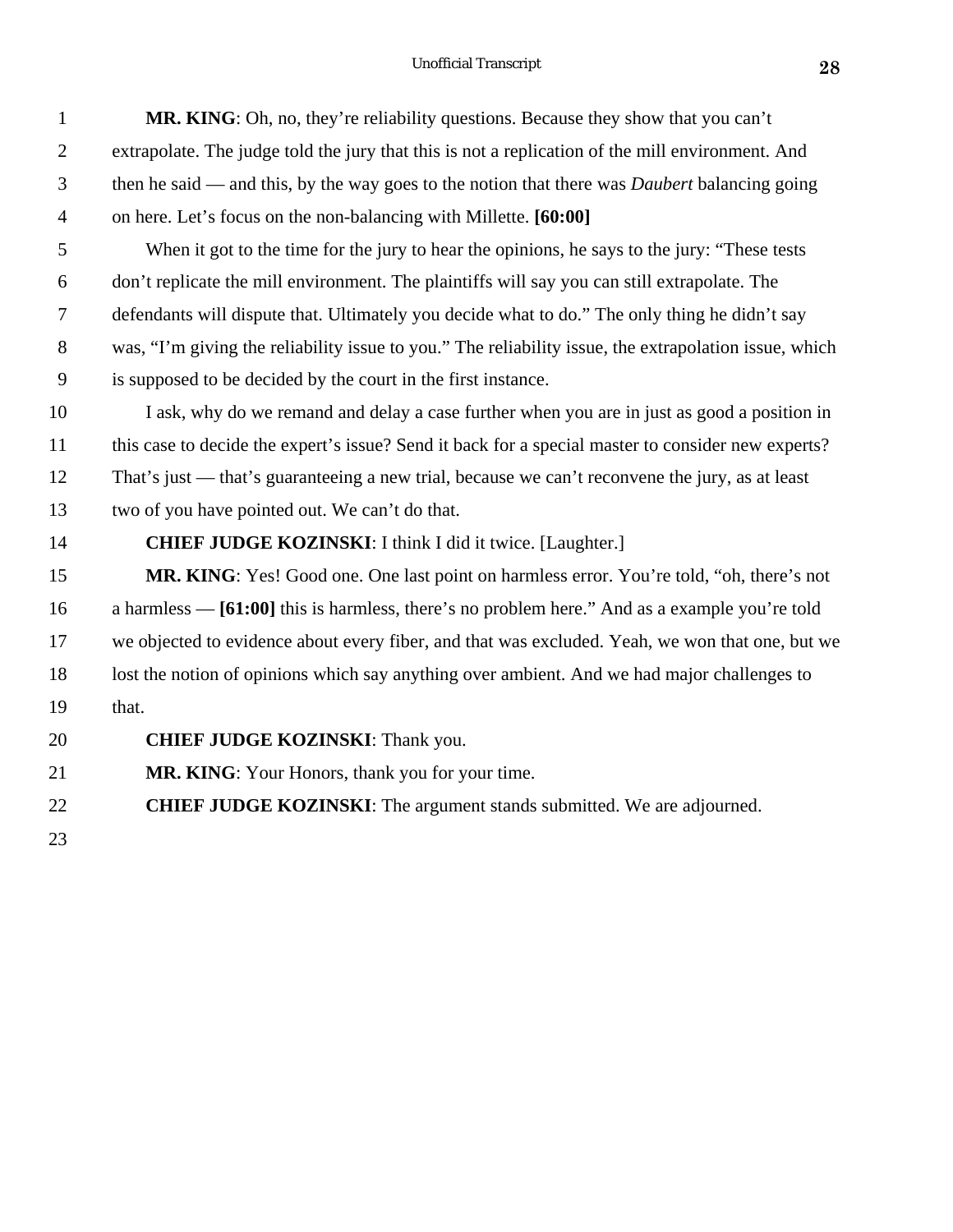**MR. KING**: Oh, no, they're reliability questions. Because they show that you can't extrapolate. The judge told the jury that this is not a replication of the mill environment. And then he said — and this, by the way goes to the notion that there was *Daubert* balancing going on here. Let's focus on the non-balancing with Millette. **[60:00]**

When it got to the time for the jury to hear the opinions, he says to the jury: "These tests don't replicate the mill environment. The plaintiffs will say you can still extrapolate. The defendants will dispute that. Ultimately you decide what to do." The only thing he didn't say was, "I'm giving the reliability issue to you." The reliability issue, the extrapolation issue, which is supposed to be decided by the court in the first instance.

I ask, why do we remand and delay a case further when you are in just as good a position in this case to decide the expert's issue? Send it back for a special master to consider new experts? That's just — that's guaranteeing a new trial, because we can't reconvene the jury, as at least two of you have pointed out. We can't do that.

**CHIEF JUDGE KOZINSKI**: I think I did it twice. [Laughter.]

**MR. KING**: Yes! Good one. One last point on harmless error. You're told, "oh, there's not a harmless — **[61:00]** this is harmless, there's no problem here." And as a example you're told we objected to evidence about every fiber, and that was excluded. Yeah, we won that one, but we lost the notion of opinions which say anything over ambient. And we had major challenges to that.

**CHIEF JUDGE KOZINSKI**: Thank you.

**MR. KING**: Your Honors, thank you for your time.

**CHIEF JUDGE KOZINSKI**: The argument stands submitted. We are adjourned.